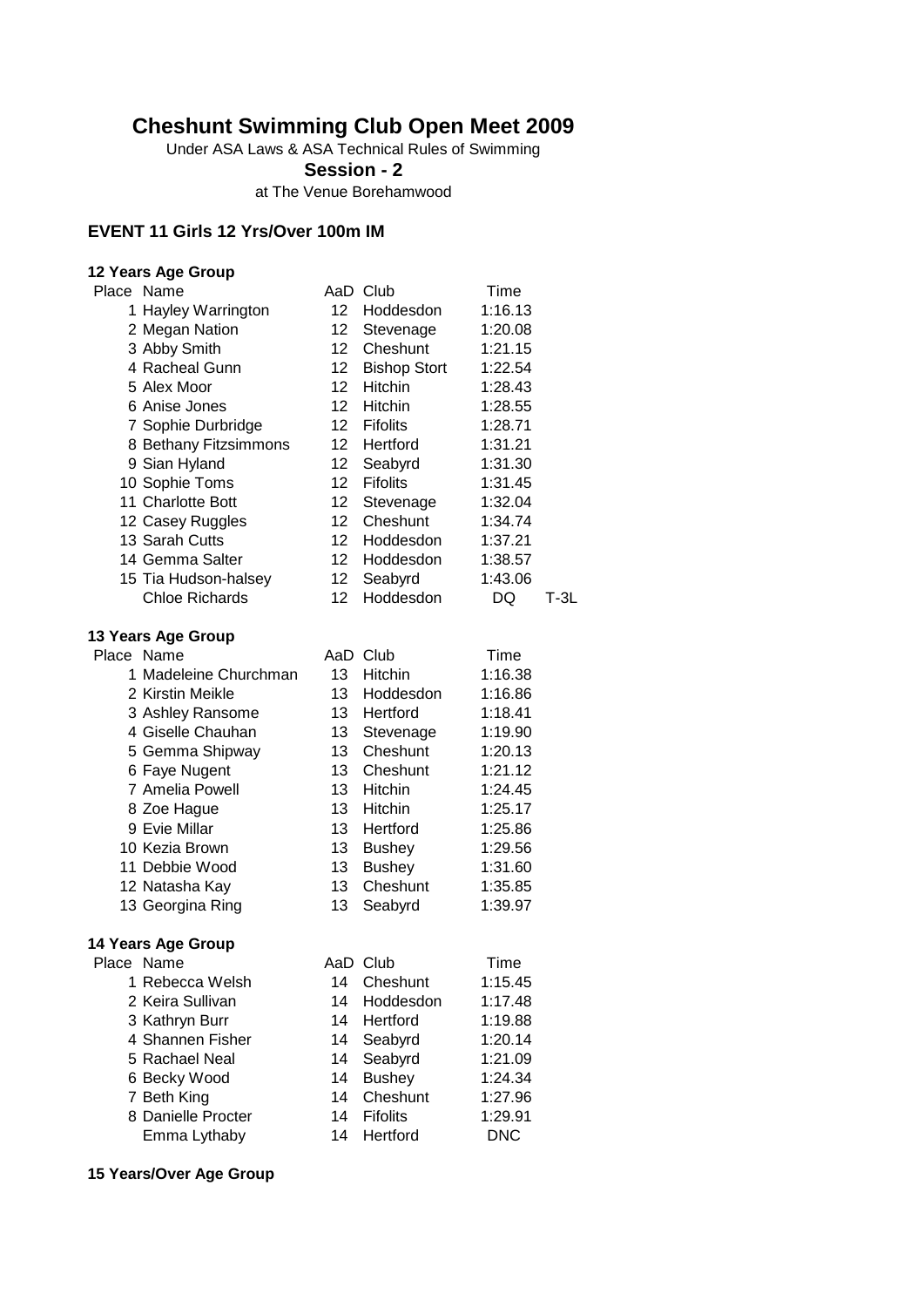# Cheshunt Swimming Club Open Meet 2009

Under ASA Laws & ASA Technical Rules of Swimming

**Session - 2**

at The Venue Borehamwood

## EVENT 11 Girls 12 Yrs/Over 100m IM

### 12 Years Age Group

| Place | Name | AaD | Club | Time | |
|---|---|---|---|---|---|
| 1 | Hayley Warrington | 12 | Hoddesdon | 1:16.13 | |
| 2 | Megan Nation | 12 | Stevenage | 1:20.08 | |
| 3 | Abby Smith | 12 | Cheshunt | 1:21.15 | |
| 4 | Racheal Gunn | 12 | Bishop Stort | 1:22.54 | |
| 5 | Alex Moor | 12 | Hitchin | 1:28.43 | |
| 6 | Anise Jones | 12 | Hitchin | 1:28.55 | |
| 7 | Sophie Durbridge | 12 | Fifolits | 1:28.71 | |
| 8 | Bethany Fitzsimmons | 12 | Hertford | 1:31.21 | |
| 9 | Sian Hyland | 12 | Seabyrd | 1:31.30 | |
| 10 | Sophie Toms | 12 | Fifolits | 1:31.45 | |
| 11 | Charlotte Bott | 12 | Stevenage | 1:32.04 | |
| 12 | Casey Ruggles | 12 | Cheshunt | 1:34.74 | |
| 13 | Sarah Cutts | 12 | Hoddesdon | 1:37.21 | |
| 14 | Gemma Salter | 12 | Hoddesdon | 1:38.57 | |
| 15 | Tia Hudson-halsey | 12 | Seabyrd | 1:43.06 | |
| | Chloe Richards | 12 | Hoddesdon | DQ | T-3L |

### 13 Years Age Group

| Place | Name | AaD | Club | Time |
|---|---|---|---|---|
| 1 | Madeleine Churchman | 13 | Hitchin | 1:16.38 |
| 2 | Kirstin Meikle | 13 | Hoddesdon | 1:16.86 |
| 3 | Ashley Ransome | 13 | Hertford | 1:18.41 |
| 4 | Giselle Chauhan | 13 | Stevenage | 1:19.90 |
| 5 | Gemma Shipway | 13 | Cheshunt | 1:20.13 |
| 6 | Faye Nugent | 13 | Cheshunt | 1:21.12 |
| 7 | Amelia Powell | 13 | Hitchin | 1:24.45 |
| 8 | Zoe Hague | 13 | Hitchin | 1:25.17 |
| 9 | Evie Millar | 13 | Hertford | 1:25.86 |
| 10 | Kezia Brown | 13 | Bushey | 1:29.56 |
| 11 | Debbie Wood | 13 | Bushey | 1:31.60 |
| 12 | Natasha Kay | 13 | Cheshunt | 1:35.85 |
| 13 | Georgina Ring | 13 | Seabyrd | 1:39.97 |

### 14 Years Age Group

| Place | Name | AaD | Club | Time |
|---|---|---|---|---|
| 1 | Rebecca Welsh | 14 | Cheshunt | 1:15.45 |
| 2 | Keira Sullivan | 14 | Hoddesdon | 1:17.48 |
| 3 | Kathryn Burr | 14 | Hertford | 1:19.88 |
| 4 | Shannen Fisher | 14 | Seabyrd | 1:20.14 |
| 5 | Rachael Neal | 14 | Seabyrd | 1:21.09 |
| 6 | Becky Wood | 14 | Bushey | 1:24.34 |
| 7 | Beth King | 14 | Cheshunt | 1:27.96 |
| 8 | Danielle Procter | 14 | Fifolits | 1:29.91 |
| | Emma Lythaby | 14 | Hertford | DNC |

### 15 Years/Over Age Group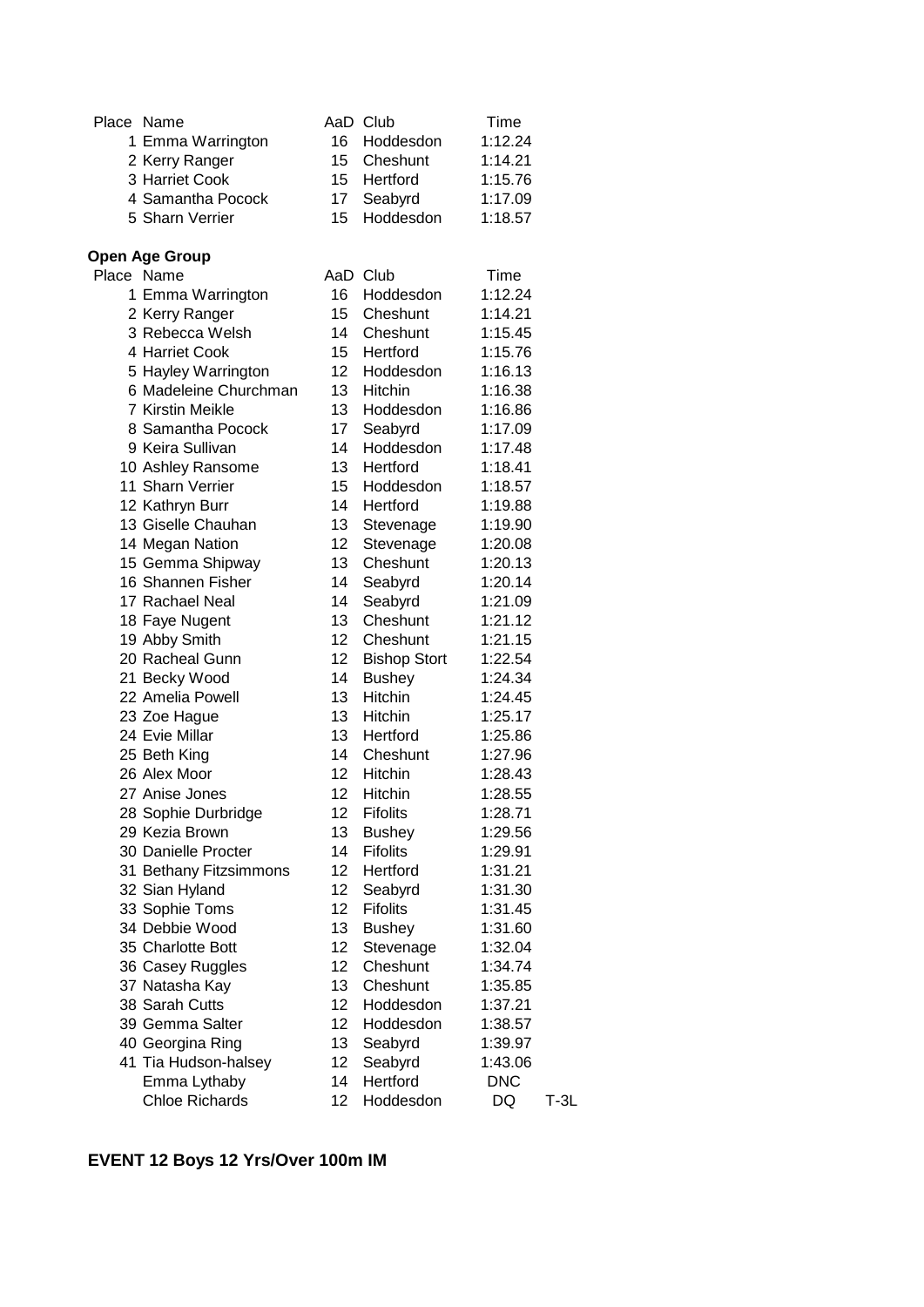| Place | Name | AaD | Club | Time |
|---|---|---|---|---|
| 1 | Emma Warrington | 16 | Hoddesdon | 1:12.24 |
| 2 | Kerry Ranger | 15 | Cheshunt | 1:14.21 |
| 3 | Harriet Cook | 15 | Hertford | 1:15.76 |
| 4 | Samantha Pocock | 17 | Seabyrd | 1:17.09 |
| 5 | Sharn Verrier | 15 | Hoddesdon | 1:18.57 |

**Open Age Group**

| Place | Name | AaD | Club | Time | |
|---|---|---|---|---|---|
| 1 | Emma Warrington | 16 | Hoddesdon | 1:12.24 | |
| 2 | Kerry Ranger | 15 | Cheshunt | 1:14.21 | |
| 3 | Rebecca Welsh | 14 | Cheshunt | 1:15.45 | |
| 4 | Harriet Cook | 15 | Hertford | 1:15.76 | |
| 5 | Hayley Warrington | 12 | Hoddesdon | 1:16.13 | |
| 6 | Madeleine Churchman | 13 | Hitchin | 1:16.38 | |
| 7 | Kirstin Meikle | 13 | Hoddesdon | 1:16.86 | |
| 8 | Samantha Pocock | 17 | Seabyrd | 1:17.09 | |
| 9 | Keira Sullivan | 14 | Hoddesdon | 1:17.48 | |
| 10 | Ashley Ransome | 13 | Hertford | 1:18.41 | |
| 11 | Sharn Verrier | 15 | Hoddesdon | 1:18.57 | |
| 12 | Kathryn Burr | 14 | Hertford | 1:19.88 | |
| 13 | Giselle Chauhan | 13 | Stevenage | 1:19.90 | |
| 14 | Megan Nation | 12 | Stevenage | 1:20.08 | |
| 15 | Gemma Shipway | 13 | Cheshunt | 1:20.13 | |
| 16 | Shannen Fisher | 14 | Seabyrd | 1:20.14 | |
| 17 | Rachael Neal | 14 | Seabyrd | 1:21.09 | |
| 18 | Faye Nugent | 13 | Cheshunt | 1:21.12 | |
| 19 | Abby Smith | 12 | Cheshunt | 1:21.15 | |
| 20 | Racheal Gunn | 12 | Bishop Stort | 1:22.54 | |
| 21 | Becky Wood | 14 | Bushey | 1:24.34 | |
| 22 | Amelia Powell | 13 | Hitchin | 1:24.45 | |
| 23 | Zoe Hague | 13 | Hitchin | 1:25.17 | |
| 24 | Evie Millar | 13 | Hertford | 1:25.86 | |
| 25 | Beth King | 14 | Cheshunt | 1:27.96 | |
| 26 | Alex Moor | 12 | Hitchin | 1:28.43 | |
| 27 | Anise Jones | 12 | Hitchin | 1:28.55 | |
| 28 | Sophie Durbridge | 12 | Fifolits | 1:28.71 | |
| 29 | Kezia Brown | 13 | Bushey | 1:29.56 | |
| 30 | Danielle Procter | 14 | Fifolits | 1:29.91 | |
| 31 | Bethany Fitzsimmons | 12 | Hertford | 1:31.21 | |
| 32 | Sian Hyland | 12 | Seabyrd | 1:31.30 | |
| 33 | Sophie Toms | 12 | Fifolits | 1:31.45 | |
| 34 | Debbie Wood | 13 | Bushey | 1:31.60 | |
| 35 | Charlotte Bott | 12 | Stevenage | 1:32.04 | |
| 36 | Casey Ruggles | 12 | Cheshunt | 1:34.74 | |
| 37 | Natasha Kay | 13 | Cheshunt | 1:35.85 | |
| 38 | Sarah Cutts | 12 | Hoddesdon | 1:37.21 | |
| 39 | Gemma Salter | 12 | Hoddesdon | 1:38.57 | |
| 40 | Georgina Ring | 13 | Seabyrd | 1:39.97 | |
| 41 | Tia Hudson-halsey | 12 | Seabyrd | 1:43.06 | |
| | Emma Lythaby | 14 | Hertford | DNC | |
| | Chloe Richards | 12 | Hoddesdon | DQ | T-3L |

**EVENT 12 Boys 12 Yrs/Over 100m IM**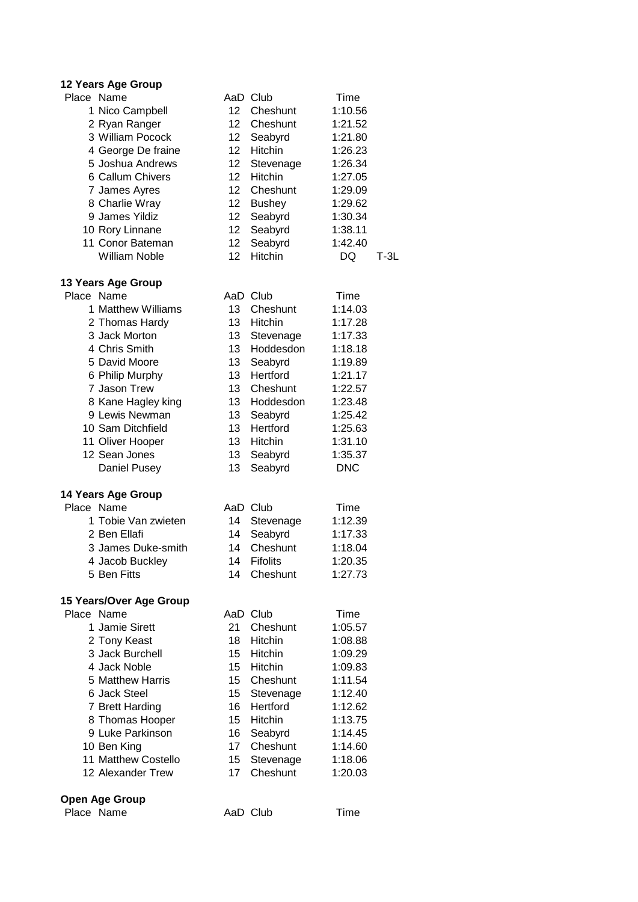**12 Years Age Group**

| Place | Name | AaD | Club | Time | |
|---|---|---|---|---|---|
| 1 | Nico Campbell | 12 | Cheshunt | 1:10.56 | |
| 2 | Ryan Ranger | 12 | Cheshunt | 1:21.52 | |
| 3 | William Pocock | 12 | Seabyrd | 1:21.80 | |
| 4 | George De fraine | 12 | Hitchin | 1:26.23 | |
| 5 | Joshua Andrews | 12 | Stevenage | 1:26.34 | |
| 6 | Callum Chivers | 12 | Hitchin | 1:27.05 | |
| 7 | James Ayres | 12 | Cheshunt | 1:29.09 | |
| 8 | Charlie Wray | 12 | Bushey | 1:29.62 | |
| 9 | James Yildiz | 12 | Seabyrd | 1:30.34 | |
| 10 | Rory Linnane | 12 | Seabyrd | 1:38.11 | |
| 11 | Conor Bateman | 12 | Seabyrd | 1:42.40 | |
| | William Noble | 12 | Hitchin | DQ | T-3L |

**13 Years Age Group**

| Place | Name | AaD | Club | Time |
|---|---|---|---|---|
| 1 | Matthew Williams | 13 | Cheshunt | 1:14.03 |
| 2 | Thomas Hardy | 13 | Hitchin | 1:17.28 |
| 3 | Jack Morton | 13 | Stevenage | 1:17.33 |
| 4 | Chris Smith | 13 | Hoddesdon | 1:18.18 |
| 5 | David Moore | 13 | Seabyrd | 1:19.89 |
| 6 | Philip Murphy | 13 | Hertford | 1:21.17 |
| 7 | Jason Trew | 13 | Cheshunt | 1:22.57 |
| 8 | Kane Hagley king | 13 | Hoddesdon | 1:23.48 |
| 9 | Lewis Newman | 13 | Seabyrd | 1:25.42 |
| 10 | Sam Ditchfield | 13 | Hertford | 1:25.63 |
| 11 | Oliver Hooper | 13 | Hitchin | 1:31.10 |
| 12 | Sean Jones | 13 | Seabyrd | 1:35.37 |
| | Daniel Pusey | 13 | Seabyrd | DNC |

**14 Years Age Group**

| Place | Name | AaD | Club | Time |
|---|---|---|---|---|
| 1 | Tobie Van zwieten | 14 | Stevenage | 1:12.39 |
| 2 | Ben Ellafi | 14 | Seabyrd | 1:17.33 |
| 3 | James Duke-smith | 14 | Cheshunt | 1:18.04 |
| 4 | Jacob Buckley | 14 | Fifolits | 1:20.35 |
| 5 | Ben Fitts | 14 | Cheshunt | 1:27.73 |

**15 Years/Over Age Group**

| Place | Name | AaD | Club | Time |
|---|---|---|---|---|
| 1 | Jamie Sirett | 21 | Cheshunt | 1:05.57 |
| 2 | Tony Keast | 18 | Hitchin | 1:08.88 |
| 3 | Jack Burchell | 15 | Hitchin | 1:09.29 |
| 4 | Jack Noble | 15 | Hitchin | 1:09.83 |
| 5 | Matthew Harris | 15 | Cheshunt | 1:11.54 |
| 6 | Jack Steel | 15 | Stevenage | 1:12.40 |
| 7 | Brett Harding | 16 | Hertford | 1:12.62 |
| 8 | Thomas Hooper | 15 | Hitchin | 1:13.75 |
| 9 | Luke Parkinson | 16 | Seabyrd | 1:14.45 |
| 10 | Ben King | 17 | Cheshunt | 1:14.60 |
| 11 | Matthew Costello | 15 | Stevenage | 1:18.06 |
| 12 | Alexander Trew | 17 | Cheshunt | 1:20.03 |

**Open Age Group**

| Place | Name | AaD | Club | Time |
|---|---|---|---|---|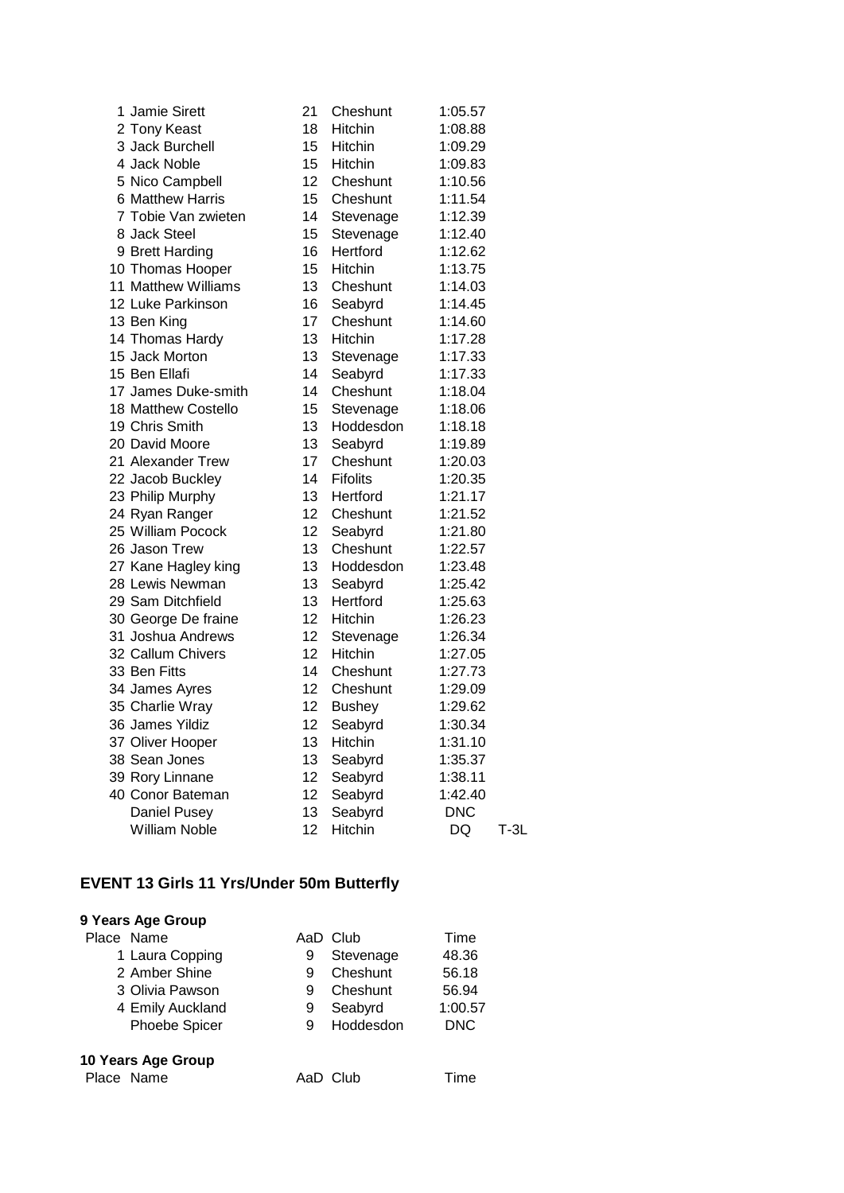| Place | Name | AaD | Club | Time | |
|---|---|---|---|---|---|
| 1 | Jamie Sirett | 21 | Cheshunt | 1:05.57 | |
| 2 | Tony Keast | 18 | Hitchin | 1:08.88 | |
| 3 | Jack Burchell | 15 | Hitchin | 1:09.29 | |
| 4 | Jack Noble | 15 | Hitchin | 1:09.83 | |
| 5 | Nico Campbell | 12 | Cheshunt | 1:10.56 | |
| 6 | Matthew Harris | 15 | Cheshunt | 1:11.54 | |
| 7 | Tobie Van zwieten | 14 | Stevenage | 1:12.39 | |
| 8 | Jack Steel | 15 | Stevenage | 1:12.40 | |
| 9 | Brett Harding | 16 | Hertford | 1:12.62 | |
| 10 | Thomas Hooper | 15 | Hitchin | 1:13.75 | |
| 11 | Matthew Williams | 13 | Cheshunt | 1:14.03 | |
| 12 | Luke Parkinson | 16 | Seabyrd | 1:14.45 | |
| 13 | Ben King | 17 | Cheshunt | 1:14.60 | |
| 14 | Thomas Hardy | 13 | Hitchin | 1:17.28 | |
| 15 | Jack Morton | 13 | Stevenage | 1:17.33 | |
| 15 | Ben Ellafi | 14 | Seabyrd | 1:17.33 | |
| 17 | James Duke-smith | 14 | Cheshunt | 1:18.04 | |
| 18 | Matthew Costello | 15 | Stevenage | 1:18.06 | |
| 19 | Chris Smith | 13 | Hoddesdon | 1:18.18 | |
| 20 | David Moore | 13 | Seabyrd | 1:19.89 | |
| 21 | Alexander Trew | 17 | Cheshunt | 1:20.03 | |
| 22 | Jacob Buckley | 14 | Fifolits | 1:20.35 | |
| 23 | Philip Murphy | 13 | Hertford | 1:21.17 | |
| 24 | Ryan Ranger | 12 | Cheshunt | 1:21.52 | |
| 25 | William Pocock | 12 | Seabyrd | 1:21.80 | |
| 26 | Jason Trew | 13 | Cheshunt | 1:22.57 | |
| 27 | Kane Hagley king | 13 | Hoddesdon | 1:23.48 | |
| 28 | Lewis Newman | 13 | Seabyrd | 1:25.42 | |
| 29 | Sam Ditchfield | 13 | Hertford | 1:25.63 | |
| 30 | George De fraine | 12 | Hitchin | 1:26.23 | |
| 31 | Joshua Andrews | 12 | Stevenage | 1:26.34 | |
| 32 | Callum Chivers | 12 | Hitchin | 1:27.05 | |
| 33 | Ben Fitts | 14 | Cheshunt | 1:27.73 | |
| 34 | James Ayres | 12 | Cheshunt | 1:29.09 | |
| 35 | Charlie Wray | 12 | Bushey | 1:29.62 | |
| 36 | James Yildiz | 12 | Seabyrd | 1:30.34 | |
| 37 | Oliver Hooper | 13 | Hitchin | 1:31.10 | |
| 38 | Sean Jones | 13 | Seabyrd | 1:35.37 | |
| 39 | Rory Linnane | 12 | Seabyrd | 1:38.11 | |
| 40 | Conor Bateman | 12 | Seabyrd | 1:42.40 | |
| | Daniel Pusey | 13 | Seabyrd | DNC | |
| | William Noble | 12 | Hitchin | DQ | T-3L |

## EVENT 13 Girls 11 Yrs/Under 50m Butterfly

### 9 Years Age Group

| Place | Name | AaD | Club | Time |
|---|---|---|---|---|
| 1 | Laura Copping | 9 | Stevenage | 48.36 |
| 2 | Amber Shine | 9 | Cheshunt | 56.18 |
| 3 | Olivia Pawson | 9 | Cheshunt | 56.94 |
| 4 | Emily Auckland | 9 | Seabyrd | 1:00.57 |
| | Phoebe Spicer | 9 | Hoddesdon | DNC |

### 10 Years Age Group

| Place | Name | AaD | Club | Time |
|---|---|---|---|---|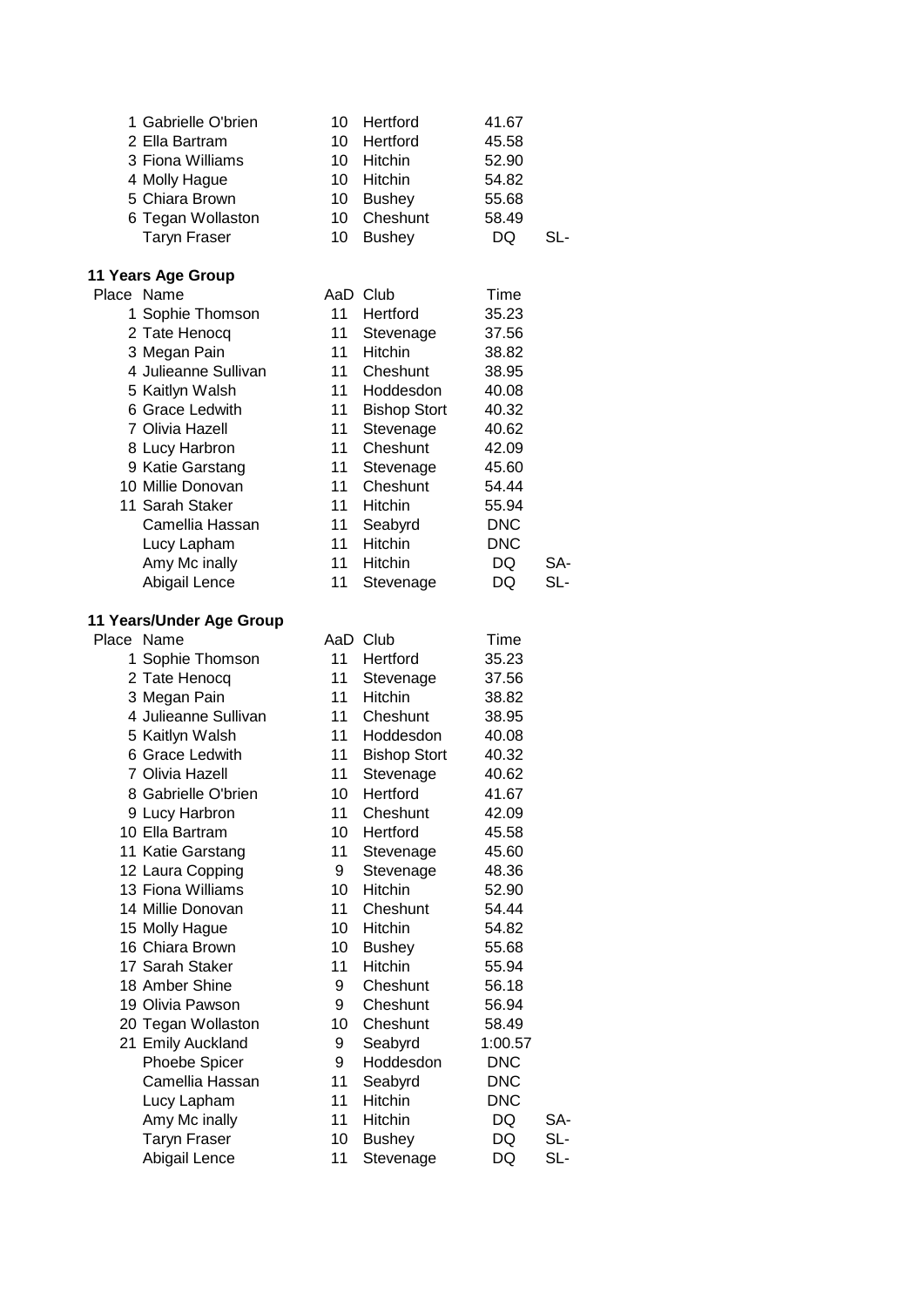| Place | Name | AaD | Club | Time | |
|---|---|---|---|---|---|
| 1 | Gabrielle O'brien | 10 | Hertford | 41.67 | |
| 2 | Ella Bartram | 10 | Hertford | 45.58 | |
| 3 | Fiona Williams | 10 | Hitchin | 52.90 | |
| 4 | Molly Hague | 10 | Hitchin | 54.82 | |
| 5 | Chiara Brown | 10 | Bushey | 55.68 | |
| 6 | Tegan Wollaston | 10 | Cheshunt | 58.49 | |
| | Taryn Fraser | 10 | Bushey | DQ | SL- |

**11 Years Age Group**

| Place | Name | AaD | Club | Time | |
|---|---|---|---|---|---|
| 1 | Sophie Thomson | 11 | Hertford | 35.23 | |
| 2 | Tate Henocq | 11 | Stevenage | 37.56 | |
| 3 | Megan Pain | 11 | Hitchin | 38.82 | |
| 4 | Julieanne Sullivan | 11 | Cheshunt | 38.95 | |
| 5 | Kaitlyn Walsh | 11 | Hoddesdon | 40.08 | |
| 6 | Grace Ledwith | 11 | Bishop Stort | 40.32 | |
| 7 | Olivia Hazell | 11 | Stevenage | 40.62 | |
| 8 | Lucy Harbron | 11 | Cheshunt | 42.09 | |
| 9 | Katie Garstang | 11 | Stevenage | 45.60 | |
| 10 | Millie Donovan | 11 | Cheshunt | 54.44 | |
| 11 | Sarah Staker | 11 | Hitchin | 55.94 | |
| | Camellia Hassan | 11 | Seabyrd | DNC | |
| | Lucy Lapham | 11 | Hitchin | DNC | |
| | Amy Mc inally | 11 | Hitchin | DQ | SA- |
| | Abigail Lence | 11 | Stevenage | DQ | SL- |

**11 Years/Under Age Group**

| Place | Name | AaD | Club | Time | |
|---|---|---|---|---|---|
| 1 | Sophie Thomson | 11 | Hertford | 35.23 | |
| 2 | Tate Henocq | 11 | Stevenage | 37.56 | |
| 3 | Megan Pain | 11 | Hitchin | 38.82 | |
| 4 | Julieanne Sullivan | 11 | Cheshunt | 38.95 | |
| 5 | Kaitlyn Walsh | 11 | Hoddesdon | 40.08 | |
| 6 | Grace Ledwith | 11 | Bishop Stort | 40.32 | |
| 7 | Olivia Hazell | 11 | Stevenage | 40.62 | |
| 8 | Gabrielle O'brien | 10 | Hertford | 41.67 | |
| 9 | Lucy Harbron | 11 | Cheshunt | 42.09 | |
| 10 | Ella Bartram | 10 | Hertford | 45.58 | |
| 11 | Katie Garstang | 11 | Stevenage | 45.60 | |
| 12 | Laura Copping | 9 | Stevenage | 48.36 | |
| 13 | Fiona Williams | 10 | Hitchin | 52.90 | |
| 14 | Millie Donovan | 11 | Cheshunt | 54.44 | |
| 15 | Molly Hague | 10 | Hitchin | 54.82 | |
| 16 | Chiara Brown | 10 | Bushey | 55.68 | |
| 17 | Sarah Staker | 11 | Hitchin | 55.94 | |
| 18 | Amber Shine | 9 | Cheshunt | 56.18 | |
| 19 | Olivia Pawson | 9 | Cheshunt | 56.94 | |
| 20 | Tegan Wollaston | 10 | Cheshunt | 58.49 | |
| 21 | Emily Auckland | 9 | Seabyrd | 1:00.57 | |
| | Phoebe Spicer | 9 | Hoddesdon | DNC | |
| | Camellia Hassan | 11 | Seabyrd | DNC | |
| | Lucy Lapham | 11 | Hitchin | DNC | |
| | Amy Mc inally | 11 | Hitchin | DQ | SA- |
| | Taryn Fraser | 10 | Bushey | DQ | SL- |
| | Abigail Lence | 11 | Stevenage | DQ | SL- |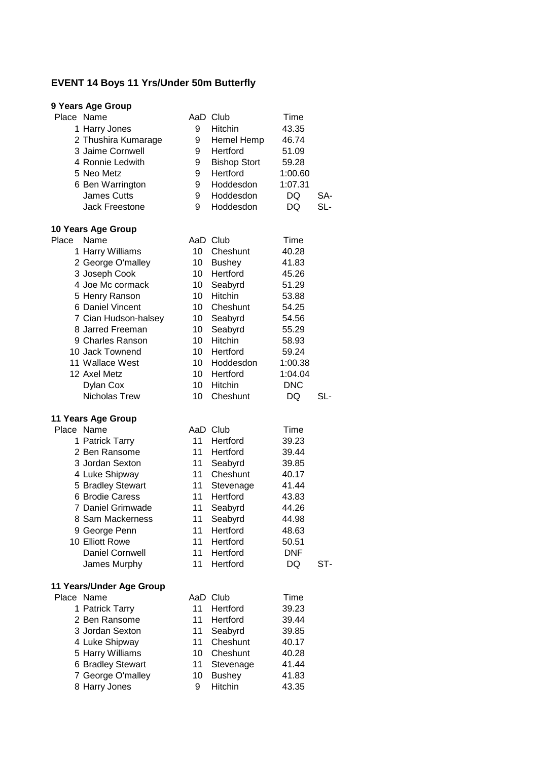## EVENT 14 Boys 11 Yrs/Under 50m Butterfly

### 9 Years Age Group

| Place | Name | AaD | Club | Time | |
|---|---|---|---|---|---|
| 1 | Harry Jones | 9 | Hitchin | 43.35 | |
| 2 | Thushira Kumarage | 9 | Hemel Hemp | 46.74 | |
| 3 | Jaime Cornwell | 9 | Hertford | 51.09 | |
| 4 | Ronnie Ledwith | 9 | Bishop Stort | 59.28 | |
| 5 | Neo Metz | 9 | Hertford | 1:00.60 | |
| 6 | Ben Warrington | 9 | Hoddesdon | 1:07.31 | |
| | James Cutts | 9 | Hoddesdon | DQ | SA- |
| | Jack Freestone | 9 | Hoddesdon | DQ | SL- |

### 10 Years Age Group

| Place | Name | AaD | Club | Time | |
|---|---|---|---|---|---|
| 1 | Harry Williams | 10 | Cheshunt | 40.28 | |
| 2 | George O'malley | 10 | Bushey | 41.83 | |
| 3 | Joseph Cook | 10 | Hertford | 45.26 | |
| 4 | Joe Mc cormack | 10 | Seabyrd | 51.29 | |
| 5 | Henry Ranson | 10 | Hitchin | 53.88 | |
| 6 | Daniel Vincent | 10 | Cheshunt | 54.25 | |
| 7 | Cian Hudson-halsey | 10 | Seabyrd | 54.56 | |
| 8 | Jarred Freeman | 10 | Seabyrd | 55.29 | |
| 9 | Charles Ranson | 10 | Hitchin | 58.93 | |
| 10 | Jack Townend | 10 | Hertford | 59.24 | |
| 11 | Wallace West | 10 | Hoddesdon | 1:00.38 | |
| 12 | Axel Metz | 10 | Hertford | 1:04.04 | |
| | Dylan Cox | 10 | Hitchin | DNC | |
| | Nicholas Trew | 10 | Cheshunt | DQ | SL- |

### 11 Years Age Group

| Place | Name | AaD | Club | Time | |
|---|---|---|---|---|---|
| 1 | Patrick Tarry | 11 | Hertford | 39.23 | |
| 2 | Ben Ransome | 11 | Hertford | 39.44 | |
| 3 | Jordan Sexton | 11 | Seabyrd | 39.85 | |
| 4 | Luke Shipway | 11 | Cheshunt | 40.17 | |
| 5 | Bradley Stewart | 11 | Stevenage | 41.44 | |
| 6 | Brodie Caress | 11 | Hertford | 43.83 | |
| 7 | Daniel Grimwade | 11 | Seabyrd | 44.26 | |
| 8 | Sam Mackerness | 11 | Seabyrd | 44.98 | |
| 9 | George Penn | 11 | Hertford | 48.63 | |
| 10 | Elliott Rowe | 11 | Hertford | 50.51 | |
| | Daniel Cornwell | 11 | Hertford | DNF | |
| | James Murphy | 11 | Hertford | DQ | ST- |

### 11 Years/Under Age Group

| Place | Name | AaD | Club | Time |
|---|---|---|---|---|
| 1 | Patrick Tarry | 11 | Hertford | 39.23 |
| 2 | Ben Ransome | 11 | Hertford | 39.44 |
| 3 | Jordan Sexton | 11 | Seabyrd | 39.85 |
| 4 | Luke Shipway | 11 | Cheshunt | 40.17 |
| 5 | Harry Williams | 10 | Cheshunt | 40.28 |
| 6 | Bradley Stewart | 11 | Stevenage | 41.44 |
| 7 | George O'malley | 10 | Bushey | 41.83 |
| 8 | Harry Jones | 9 | Hitchin | 43.35 |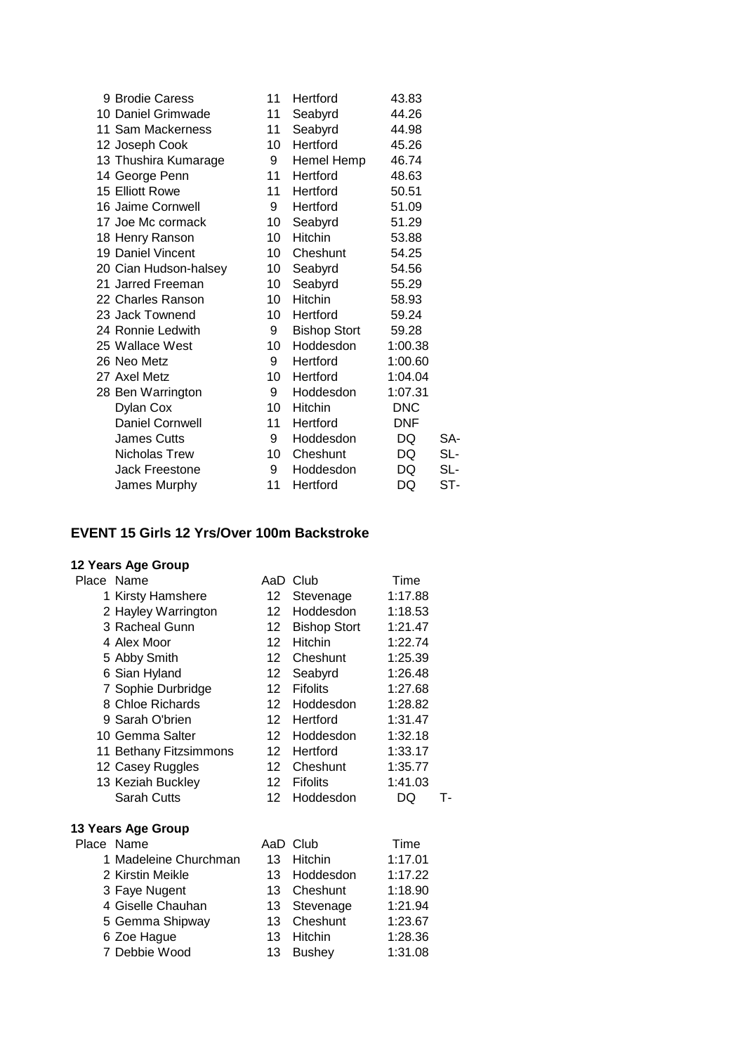| Place | Name | AaD | Club | Time | |
|---|---|---|---|---|---|
| 9 | Brodie Caress | 11 | Hertford | 43.83 | |
| 10 | Daniel Grimwade | 11 | Seabyrd | 44.26 | |
| 11 | Sam Mackerness | 11 | Seabyrd | 44.98 | |
| 12 | Joseph Cook | 10 | Hertford | 45.26 | |
| 13 | Thushira Kumarage | 9 | Hemel Hemp | 46.74 | |
| 14 | George Penn | 11 | Hertford | 48.63 | |
| 15 | Elliott Rowe | 11 | Hertford | 50.51 | |
| 16 | Jaime Cornwell | 9 | Hertford | 51.09 | |
| 17 | Joe Mc cormack | 10 | Seabyrd | 51.29 | |
| 18 | Henry Ranson | 10 | Hitchin | 53.88 | |
| 19 | Daniel Vincent | 10 | Cheshunt | 54.25 | |
| 20 | Cian Hudson-halsey | 10 | Seabyrd | 54.56 | |
| 21 | Jarred Freeman | 10 | Seabyrd | 55.29 | |
| 22 | Charles Ranson | 10 | Hitchin | 58.93 | |
| 23 | Jack Townend | 10 | Hertford | 59.24 | |
| 24 | Ronnie Ledwith | 9 | Bishop Stort | 59.28 | |
| 25 | Wallace West | 10 | Hoddesdon | 1:00.38 | |
| 26 | Neo Metz | 9 | Hertford | 1:00.60 | |
| 27 | Axel Metz | 10 | Hertford | 1:04.04 | |
| 28 | Ben Warrington | 9 | Hoddesdon | 1:07.31 | |
| | Dylan Cox | 10 | Hitchin | DNC | |
| | Daniel Cornwell | 11 | Hertford | DNF | |
| | James Cutts | 9 | Hoddesdon | DQ | SA- |
| | Nicholas Trew | 10 | Cheshunt | DQ | SL- |
| | Jack Freestone | 9 | Hoddesdon | DQ | SL- |
| | James Murphy | 11 | Hertford | DQ | ST- |

## EVENT 15 Girls 12 Yrs/Over 100m Backstroke

### 12 Years Age Group

| Place | Name | AaD | Club | Time | |
|---|---|---|---|---|---|
| 1 | Kirsty Hamshere | 12 | Stevenage | 1:17.88 | |
| 2 | Hayley Warrington | 12 | Hoddesdon | 1:18.53 | |
| 3 | Racheal Gunn | 12 | Bishop Stort | 1:21.47 | |
| 4 | Alex Moor | 12 | Hitchin | 1:22.74 | |
| 5 | Abby Smith | 12 | Cheshunt | 1:25.39 | |
| 6 | Sian Hyland | 12 | Seabyrd | 1:26.48 | |
| 7 | Sophie Durbridge | 12 | Fifolits | 1:27.68 | |
| 8 | Chloe Richards | 12 | Hoddesdon | 1:28.82 | |
| 9 | Sarah O'brien | 12 | Hertford | 1:31.47 | |
| 10 | Gemma Salter | 12 | Hoddesdon | 1:32.18 | |
| 11 | Bethany Fitzsimmons | 12 | Hertford | 1:33.17 | |
| 12 | Casey Ruggles | 12 | Cheshunt | 1:35.77 | |
| 13 | Keziah Buckley | 12 | Fifolits | 1:41.03 | |
| | Sarah Cutts | 12 | Hoddesdon | DQ | T- |

### 13 Years Age Group

| Place | Name | AaD | Club | Time |
|---|---|---|---|---|
| 1 | Madeleine Churchman | 13 | Hitchin | 1:17.01 |
| 2 | Kirstin Meikle | 13 | Hoddesdon | 1:17.22 |
| 3 | Faye Nugent | 13 | Cheshunt | 1:18.90 |
| 4 | Giselle Chauhan | 13 | Stevenage | 1:21.94 |
| 5 | Gemma Shipway | 13 | Cheshunt | 1:23.67 |
| 6 | Zoe Hague | 13 | Hitchin | 1:28.36 |
| 7 | Debbie Wood | 13 | Bushey | 1:31.08 |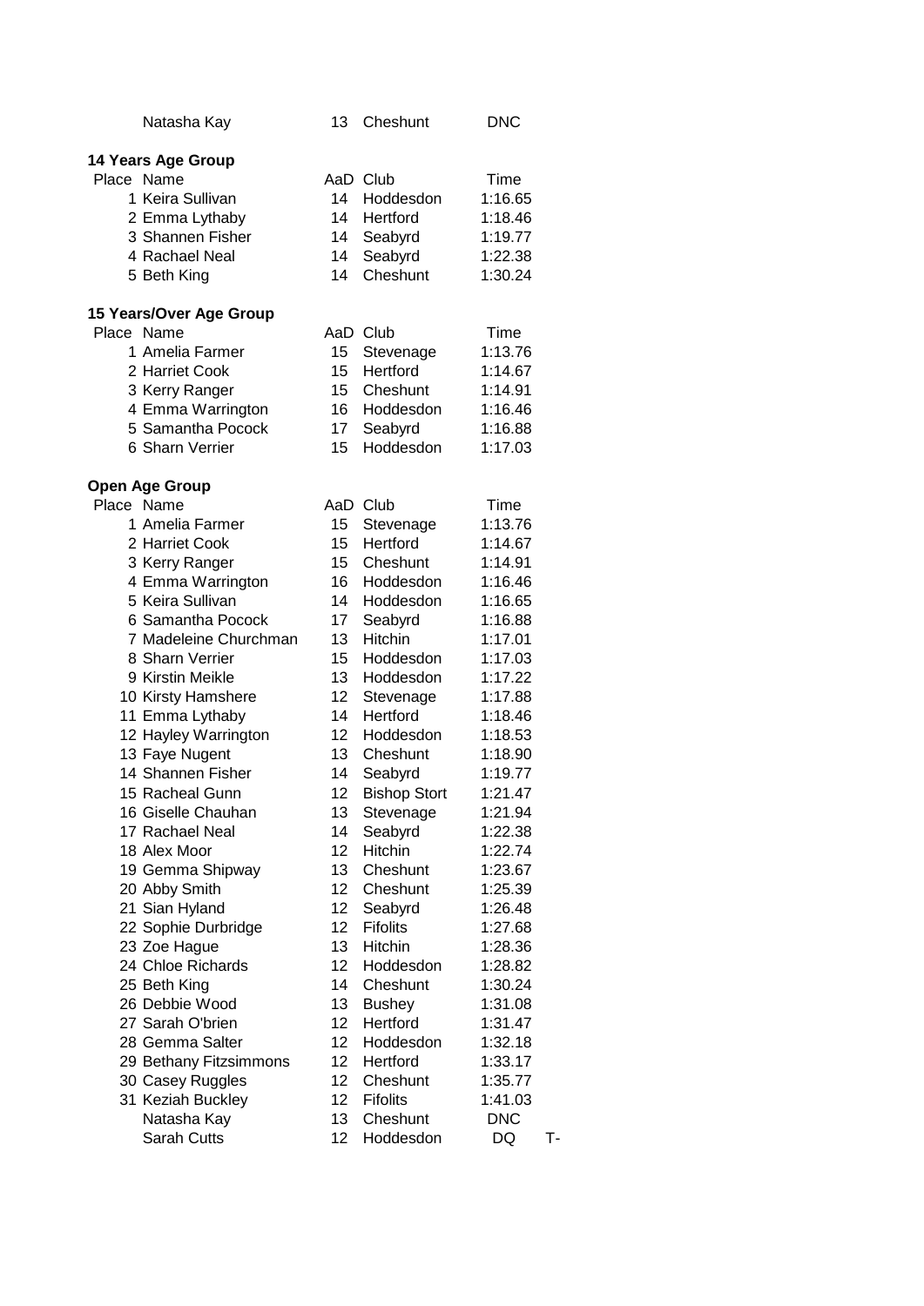| | Name | AaD | Club | Time | |
|---|---|---|---|---|---|
| | Natasha Kay | 13 | Cheshunt | DNC | |

**14 Years Age Group**

| Place | Name | AaD | Club | Time |
|---|---|---|---|---|
| 1 | Keira Sullivan | 14 | Hoddesdon | 1:16.65 |
| 2 | Emma Lythaby | 14 | Hertford | 1:18.46 |
| 3 | Shannen Fisher | 14 | Seabyrd | 1:19.77 |
| 4 | Rachael Neal | 14 | Seabyrd | 1:22.38 |
| 5 | Beth King | 14 | Cheshunt | 1:30.24 |

**15 Years/Over Age Group**

| Place | Name | AaD | Club | Time |
|---|---|---|---|---|
| 1 | Amelia Farmer | 15 | Stevenage | 1:13.76 |
| 2 | Harriet Cook | 15 | Hertford | 1:14.67 |
| 3 | Kerry Ranger | 15 | Cheshunt | 1:14.91 |
| 4 | Emma Warrington | 16 | Hoddesdon | 1:16.46 |
| 5 | Samantha Pocock | 17 | Seabyrd | 1:16.88 |
| 6 | Sharn Verrier | 15 | Hoddesdon | 1:17.03 |

**Open Age Group**

| Place | Name | AaD | Club | Time | |
|---|---|---|---|---|---|
| 1 | Amelia Farmer | 15 | Stevenage | 1:13.76 | |
| 2 | Harriet Cook | 15 | Hertford | 1:14.67 | |
| 3 | Kerry Ranger | 15 | Cheshunt | 1:14.91 | |
| 4 | Emma Warrington | 16 | Hoddesdon | 1:16.46 | |
| 5 | Keira Sullivan | 14 | Hoddesdon | 1:16.65 | |
| 6 | Samantha Pocock | 17 | Seabyrd | 1:16.88 | |
| 7 | Madeleine Churchman | 13 | Hitchin | 1:17.01 | |
| 8 | Sharn Verrier | 15 | Hoddesdon | 1:17.03 | |
| 9 | Kirstin Meikle | 13 | Hoddesdon | 1:17.22 | |
| 10 | Kirsty Hamshere | 12 | Stevenage | 1:17.88 | |
| 11 | Emma Lythaby | 14 | Hertford | 1:18.46 | |
| 12 | Hayley Warrington | 12 | Hoddesdon | 1:18.53 | |
| 13 | Faye Nugent | 13 | Cheshunt | 1:18.90 | |
| 14 | Shannen Fisher | 14 | Seabyrd | 1:19.77 | |
| 15 | Racheal Gunn | 12 | Bishop Stort | 1:21.47 | |
| 16 | Giselle Chauhan | 13 | Stevenage | 1:21.94 | |
| 17 | Rachael Neal | 14 | Seabyrd | 1:22.38 | |
| 18 | Alex Moor | 12 | Hitchin | 1:22.74 | |
| 19 | Gemma Shipway | 13 | Cheshunt | 1:23.67 | |
| 20 | Abby Smith | 12 | Cheshunt | 1:25.39 | |
| 21 | Sian Hyland | 12 | Seabyrd | 1:26.48 | |
| 22 | Sophie Durbridge | 12 | Fifolits | 1:27.68 | |
| 23 | Zoe Hague | 13 | Hitchin | 1:28.36 | |
| 24 | Chloe Richards | 12 | Hoddesdon | 1:28.82 | |
| 25 | Beth King | 14 | Cheshunt | 1:30.24 | |
| 26 | Debbie Wood | 13 | Bushey | 1:31.08 | |
| 27 | Sarah O'brien | 12 | Hertford | 1:31.47 | |
| 28 | Gemma Salter | 12 | Hoddesdon | 1:32.18 | |
| 29 | Bethany Fitzsimmons | 12 | Hertford | 1:33.17 | |
| 30 | Casey Ruggles | 12 | Cheshunt | 1:35.77 | |
| 31 | Keziah Buckley | 12 | Fifolits | 1:41.03 | |
| | Natasha Kay | 13 | Cheshunt | DNC | |
| | Sarah Cutts | 12 | Hoddesdon | DQ | T- |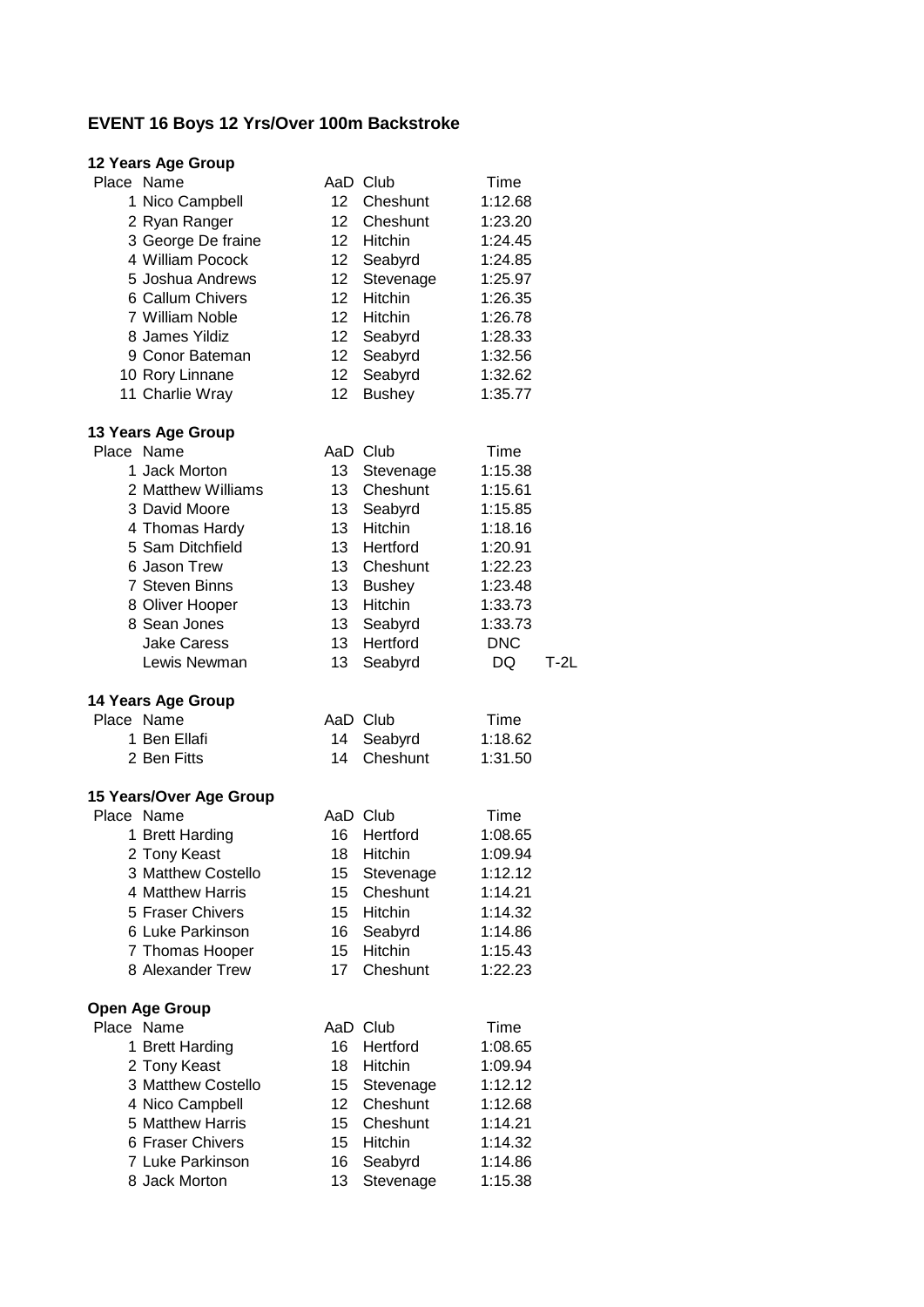## EVENT 16 Boys 12 Yrs/Over 100m Backstroke

### 12 Years Age Group

| Place | Name | AaD | Club | Time |
|---|---|---|---|---|
| 1 | Nico Campbell | 12 | Cheshunt | 1:12.68 |
| 2 | Ryan Ranger | 12 | Cheshunt | 1:23.20 |
| 3 | George De fraine | 12 | Hitchin | 1:24.45 |
| 4 | William Pocock | 12 | Seabyrd | 1:24.85 |
| 5 | Joshua Andrews | 12 | Stevenage | 1:25.97 |
| 6 | Callum Chivers | 12 | Hitchin | 1:26.35 |
| 7 | William Noble | 12 | Hitchin | 1:26.78 |
| 8 | James Yildiz | 12 | Seabyrd | 1:28.33 |
| 9 | Conor Bateman | 12 | Seabyrd | 1:32.56 |
| 10 | Rory Linnane | 12 | Seabyrd | 1:32.62 |
| 11 | Charlie Wray | 12 | Bushey | 1:35.77 |

### 13 Years Age Group

| Place | Name | AaD | Club | Time | |
|---|---|---|---|---|---|
| 1 | Jack Morton | 13 | Stevenage | 1:15.38 | |
| 2 | Matthew Williams | 13 | Cheshunt | 1:15.61 | |
| 3 | David Moore | 13 | Seabyrd | 1:15.85 | |
| 4 | Thomas Hardy | 13 | Hitchin | 1:18.16 | |
| 5 | Sam Ditchfield | 13 | Hertford | 1:20.91 | |
| 6 | Jason Trew | 13 | Cheshunt | 1:22.23 | |
| 7 | Steven Binns | 13 | Bushey | 1:23.48 | |
| 8 | Oliver Hooper | 13 | Hitchin | 1:33.73 | |
| 8 | Sean Jones | 13 | Seabyrd | 1:33.73 | |
| | Jake Caress | 13 | Hertford | DNC | |
| | Lewis Newman | 13 | Seabyrd | DQ | T-2L |

### 14 Years Age Group

| Place | Name | AaD | Club | Time |
|---|---|---|---|---|
| 1 | Ben Ellafi | 14 | Seabyrd | 1:18.62 |
| 2 | Ben Fitts | 14 | Cheshunt | 1:31.50 |

### 15 Years/Over Age Group

| Place | Name | AaD | Club | Time |
|---|---|---|---|---|
| 1 | Brett Harding | 16 | Hertford | 1:08.65 |
| 2 | Tony Keast | 18 | Hitchin | 1:09.94 |
| 3 | Matthew Costello | 15 | Stevenage | 1:12.12 |
| 4 | Matthew Harris | 15 | Cheshunt | 1:14.21 |
| 5 | Fraser Chivers | 15 | Hitchin | 1:14.32 |
| 6 | Luke Parkinson | 16 | Seabyrd | 1:14.86 |
| 7 | Thomas Hooper | 15 | Hitchin | 1:15.43 |
| 8 | Alexander Trew | 17 | Cheshunt | 1:22.23 |

### Open Age Group

| Place | Name | AaD | Club | Time |
|---|---|---|---|---|
| 1 | Brett Harding | 16 | Hertford | 1:08.65 |
| 2 | Tony Keast | 18 | Hitchin | 1:09.94 |
| 3 | Matthew Costello | 15 | Stevenage | 1:12.12 |
| 4 | Nico Campbell | 12 | Cheshunt | 1:12.68 |
| 5 | Matthew Harris | 15 | Cheshunt | 1:14.21 |
| 6 | Fraser Chivers | 15 | Hitchin | 1:14.32 |
| 7 | Luke Parkinson | 16 | Seabyrd | 1:14.86 |
| 8 | Jack Morton | 13 | Stevenage | 1:15.38 |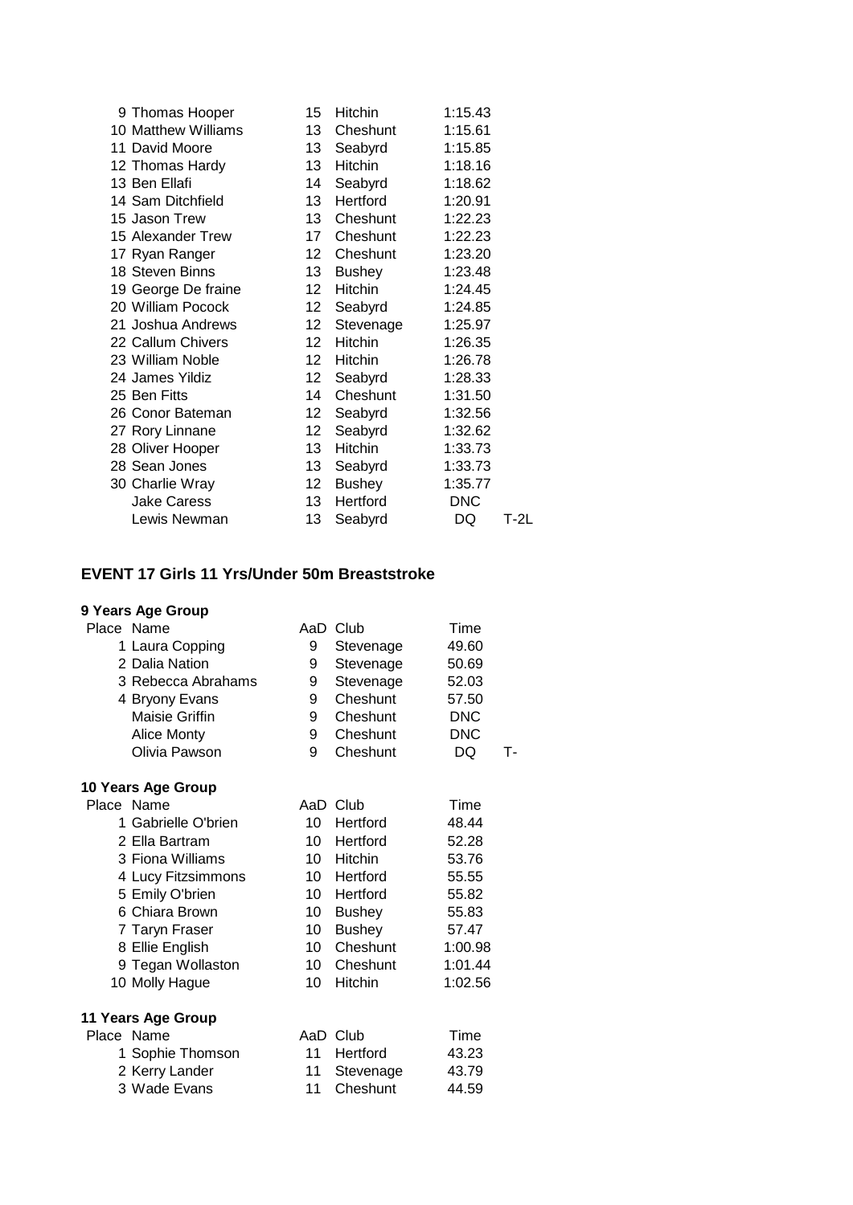| Place | Name | AaD | Club | Time | |
|---|---|---|---|---|---|
| 9 | Thomas Hooper | 15 | Hitchin | 1:15.43 | |
| 10 | Matthew Williams | 13 | Cheshunt | 1:15.61 | |
| 11 | David Moore | 13 | Seabyrd | 1:15.85 | |
| 12 | Thomas Hardy | 13 | Hitchin | 1:18.16 | |
| 13 | Ben Ellafi | 14 | Seabyrd | 1:18.62 | |
| 14 | Sam Ditchfield | 13 | Hertford | 1:20.91 | |
| 15 | Jason Trew | 13 | Cheshunt | 1:22.23 | |
| 15 | Alexander Trew | 17 | Cheshunt | 1:22.23 | |
| 17 | Ryan Ranger | 12 | Cheshunt | 1:23.20 | |
| 18 | Steven Binns | 13 | Bushey | 1:23.48 | |
| 19 | George De fraine | 12 | Hitchin | 1:24.45 | |
| 20 | William Pocock | 12 | Seabyrd | 1:24.85 | |
| 21 | Joshua Andrews | 12 | Stevenage | 1:25.97 | |
| 22 | Callum Chivers | 12 | Hitchin | 1:26.35 | |
| 23 | William Noble | 12 | Hitchin | 1:26.78 | |
| 24 | James Yildiz | 12 | Seabyrd | 1:28.33 | |
| 25 | Ben Fitts | 14 | Cheshunt | 1:31.50 | |
| 26 | Conor Bateman | 12 | Seabyrd | 1:32.56 | |
| 27 | Rory Linnane | 12 | Seabyrd | 1:32.62 | |
| 28 | Oliver Hooper | 13 | Hitchin | 1:33.73 | |
| 28 | Sean Jones | 13 | Seabyrd | 1:33.73 | |
| 30 | Charlie Wray | 12 | Bushey | 1:35.77 | |
| | Jake Caress | 13 | Hertford | DNC | |
| | Lewis Newman | 13 | Seabyrd | DQ | T-2L |

## EVENT 17 Girls 11 Yrs/Under 50m Breaststroke

### 9 Years Age Group

| Place | Name | AaD | Club | Time | |
|---|---|---|---|---|---|
| 1 | Laura Copping | 9 | Stevenage | 49.60 | |
| 2 | Dalia Nation | 9 | Stevenage | 50.69 | |
| 3 | Rebecca Abrahams | 9 | Stevenage | 52.03 | |
| 4 | Bryony Evans | 9 | Cheshunt | 57.50 | |
| | Maisie Griffin | 9 | Cheshunt | DNC | |
| | Alice Monty | 9 | Cheshunt | DNC | |
| | Olivia Pawson | 9 | Cheshunt | DQ | T- |

### 10 Years Age Group

| Place | Name | AaD | Club | Time |
|---|---|---|---|---|
| 1 | Gabrielle O'brien | 10 | Hertford | 48.44 |
| 2 | Ella Bartram | 10 | Hertford | 52.28 |
| 3 | Fiona Williams | 10 | Hitchin | 53.76 |
| 4 | Lucy Fitzsimmons | 10 | Hertford | 55.55 |
| 5 | Emily O'brien | 10 | Hertford | 55.82 |
| 6 | Chiara Brown | 10 | Bushey | 55.83 |
| 7 | Taryn Fraser | 10 | Bushey | 57.47 |
| 8 | Ellie English | 10 | Cheshunt | 1:00.98 |
| 9 | Tegan Wollaston | 10 | Cheshunt | 1:01.44 |
| 10 | Molly Hague | 10 | Hitchin | 1:02.56 |

### 11 Years Age Group

| Place | Name | AaD | Club | Time |
|---|---|---|---|---|
| 1 | Sophie Thomson | 11 | Hertford | 43.23 |
| 2 | Kerry Lander | 11 | Stevenage | 43.79 |
| 3 | Wade Evans | 11 | Cheshunt | 44.59 |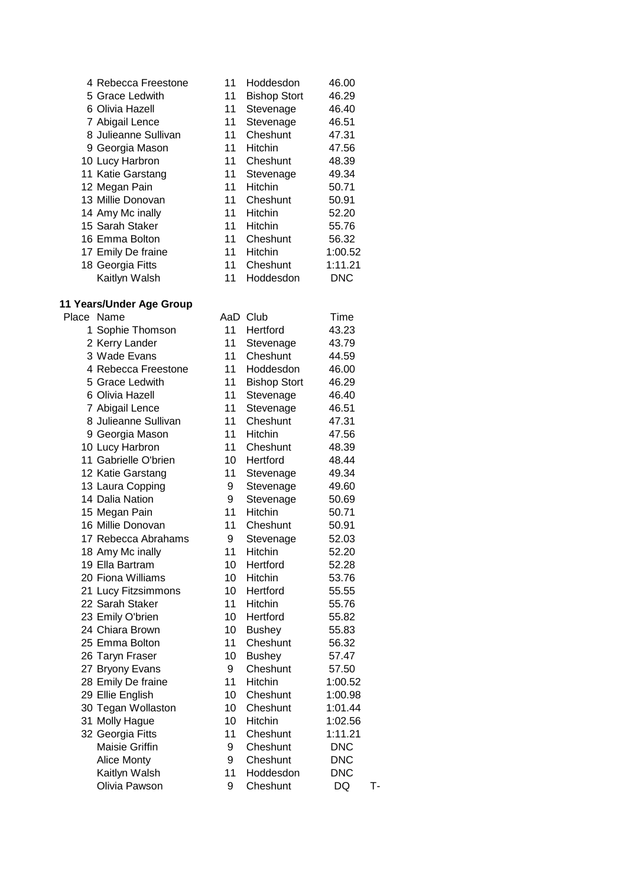| Place | Name | AaD | Club | Time | |
|---|---|---|---|---|---|
| 4 | Rebecca Freestone | 11 | Hoddesdon | 46.00 | |
| 5 | Grace Ledwith | 11 | Bishop Stort | 46.29 | |
| 6 | Olivia Hazell | 11 | Stevenage | 46.40 | |
| 7 | Abigail Lence | 11 | Stevenage | 46.51 | |
| 8 | Julieanne Sullivan | 11 | Cheshunt | 47.31 | |
| 9 | Georgia Mason | 11 | Hitchin | 47.56 | |
| 10 | Lucy Harbron | 11 | Cheshunt | 48.39 | |
| 11 | Katie Garstang | 11 | Stevenage | 49.34 | |
| 12 | Megan Pain | 11 | Hitchin | 50.71 | |
| 13 | Millie Donovan | 11 | Cheshunt | 50.91 | |
| 14 | Amy Mc inally | 11 | Hitchin | 52.20 | |
| 15 | Sarah Staker | 11 | Hitchin | 55.76 | |
| 16 | Emma Bolton | 11 | Cheshunt | 56.32 | |
| 17 | Emily De fraine | 11 | Hitchin | 1:00.52 | |
| 18 | Georgia Fitts | 11 | Cheshunt | 1:11.21 | |
| | Kaitlyn Walsh | 11 | Hoddesdon | DNC | |

**11 Years/Under Age Group**

| Place | Name | AaD | Club | Time | |
|---|---|---|---|---|---|
| 1 | Sophie Thomson | 11 | Hertford | 43.23 | |
| 2 | Kerry Lander | 11 | Stevenage | 43.79 | |
| 3 | Wade Evans | 11 | Cheshunt | 44.59 | |
| 4 | Rebecca Freestone | 11 | Hoddesdon | 46.00 | |
| 5 | Grace Ledwith | 11 | Bishop Stort | 46.29 | |
| 6 | Olivia Hazell | 11 | Stevenage | 46.40 | |
| 7 | Abigail Lence | 11 | Stevenage | 46.51 | |
| 8 | Julieanne Sullivan | 11 | Cheshunt | 47.31 | |
| 9 | Georgia Mason | 11 | Hitchin | 47.56 | |
| 10 | Lucy Harbron | 11 | Cheshunt | 48.39 | |
| 11 | Gabrielle O'brien | 10 | Hertford | 48.44 | |
| 12 | Katie Garstang | 11 | Stevenage | 49.34 | |
| 13 | Laura Copping | 9 | Stevenage | 49.60 | |
| 14 | Dalia Nation | 9 | Stevenage | 50.69 | |
| 15 | Megan Pain | 11 | Hitchin | 50.71 | |
| 16 | Millie Donovan | 11 | Cheshunt | 50.91 | |
| 17 | Rebecca Abrahams | 9 | Stevenage | 52.03 | |
| 18 | Amy Mc inally | 11 | Hitchin | 52.20 | |
| 19 | Ella Bartram | 10 | Hertford | 52.28 | |
| 20 | Fiona Williams | 10 | Hitchin | 53.76 | |
| 21 | Lucy Fitzsimmons | 10 | Hertford | 55.55 | |
| 22 | Sarah Staker | 11 | Hitchin | 55.76 | |
| 23 | Emily O'brien | 10 | Hertford | 55.82 | |
| 24 | Chiara Brown | 10 | Bushey | 55.83 | |
| 25 | Emma Bolton | 11 | Cheshunt | 56.32 | |
| 26 | Taryn Fraser | 10 | Bushey | 57.47 | |
| 27 | Bryony Evans | 9 | Cheshunt | 57.50 | |
| 28 | Emily De fraine | 11 | Hitchin | 1:00.52 | |
| 29 | Ellie English | 10 | Cheshunt | 1:00.98 | |
| 30 | Tegan Wollaston | 10 | Cheshunt | 1:01.44 | |
| 31 | Molly Hague | 10 | Hitchin | 1:02.56 | |
| 32 | Georgia Fitts | 11 | Cheshunt | 1:11.21 | |
| | Maisie Griffin | 9 | Cheshunt | DNC | |
| | Alice Monty | 9 | Cheshunt | DNC | |
| | Kaitlyn Walsh | 11 | Hoddesdon | DNC | |
| | Olivia Pawson | 9 | Cheshunt | DQ | T- |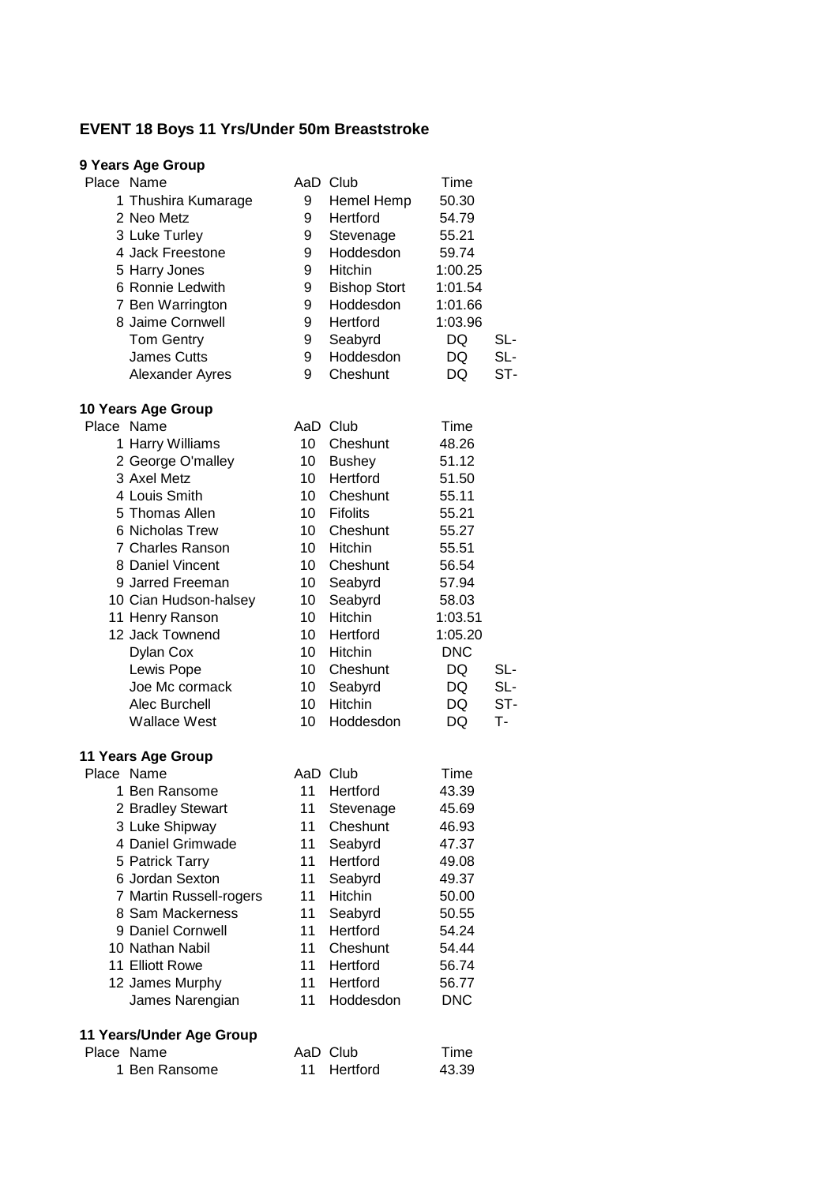## EVENT 18 Boys 11 Yrs/Under 50m Breaststroke

### 9 Years Age Group

| Place | Name | AaD | Club | Time | |
|---|---|---|---|---|---|
| 1 | Thushira Kumarage | 9 | Hemel Hemp | 50.30 | |
| 2 | Neo Metz | 9 | Hertford | 54.79 | |
| 3 | Luke Turley | 9 | Stevenage | 55.21 | |
| 4 | Jack Freestone | 9 | Hoddesdon | 59.74 | |
| 5 | Harry Jones | 9 | Hitchin | 1:00.25 | |
| 6 | Ronnie Ledwith | 9 | Bishop Stort | 1:01.54 | |
| 7 | Ben Warrington | 9 | Hoddesdon | 1:01.66 | |
| 8 | Jaime Cornwell | 9 | Hertford | 1:03.96 | |
| | Tom Gentry | 9 | Seabyrd | DQ | SL- |
| | James Cutts | 9 | Hoddesdon | DQ | SL- |
| | Alexander Ayres | 9 | Cheshunt | DQ | ST- |

### 10 Years Age Group

| Place | Name | AaD | Club | Time | |
|---|---|---|---|---|---|
| 1 | Harry Williams | 10 | Cheshunt | 48.26 | |
| 2 | George O'malley | 10 | Bushey | 51.12 | |
| 3 | Axel Metz | 10 | Hertford | 51.50 | |
| 4 | Louis Smith | 10 | Cheshunt | 55.11 | |
| 5 | Thomas Allen | 10 | Fifolits | 55.21 | |
| 6 | Nicholas Trew | 10 | Cheshunt | 55.27 | |
| 7 | Charles Ranson | 10 | Hitchin | 55.51 | |
| 8 | Daniel Vincent | 10 | Cheshunt | 56.54 | |
| 9 | Jarred Freeman | 10 | Seabyrd | 57.94 | |
| 10 | Cian Hudson-halsey | 10 | Seabyrd | 58.03 | |
| 11 | Henry Ranson | 10 | Hitchin | 1:03.51 | |
| 12 | Jack Townend | 10 | Hertford | 1:05.20 | |
| | Dylan Cox | 10 | Hitchin | DNC | |
| | Lewis Pope | 10 | Cheshunt | DQ | SL- |
| | Joe Mc cormack | 10 | Seabyrd | DQ | SL- |
| | Alec Burchell | 10 | Hitchin | DQ | ST- |
| | Wallace West | 10 | Hoddesdon | DQ | T- |

### 11 Years Age Group

| Place | Name | AaD | Club | Time |
|---|---|---|---|---|
| 1 | Ben Ransome | 11 | Hertford | 43.39 |
| 2 | Bradley Stewart | 11 | Stevenage | 45.69 |
| 3 | Luke Shipway | 11 | Cheshunt | 46.93 |
| 4 | Daniel Grimwade | 11 | Seabyrd | 47.37 |
| 5 | Patrick Tarry | 11 | Hertford | 49.08 |
| 6 | Jordan Sexton | 11 | Seabyrd | 49.37 |
| 7 | Martin Russell-rogers | 11 | Hitchin | 50.00 |
| 8 | Sam Mackerness | 11 | Seabyrd | 50.55 |
| 9 | Daniel Cornwell | 11 | Hertford | 54.24 |
| 10 | Nathan Nabil | 11 | Cheshunt | 54.44 |
| 11 | Elliott Rowe | 11 | Hertford | 56.74 |
| 12 | James Murphy | 11 | Hertford | 56.77 |
| | James Narengian | 11 | Hoddesdon | DNC |

### 11 Years/Under Age Group

| Place | Name | AaD | Club | Time |
|---|---|---|---|---|
| 1 | Ben Ransome | 11 | Hertford | 43.39 |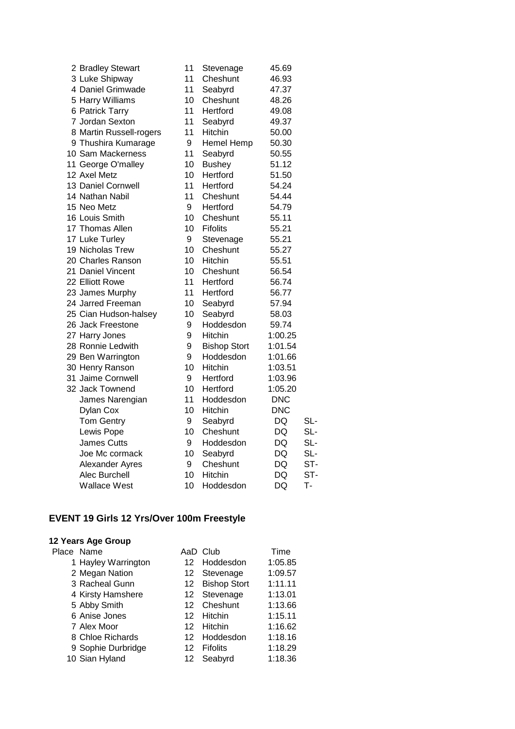| Place | Name | AaD | Club | Time | |
|---|---|---|---|---|---|
| 2 | Bradley Stewart | 11 | Stevenage | 45.69 | |
| 3 | Luke Shipway | 11 | Cheshunt | 46.93 | |
| 4 | Daniel Grimwade | 11 | Seabyrd | 47.37 | |
| 5 | Harry Williams | 10 | Cheshunt | 48.26 | |
| 6 | Patrick Tarry | 11 | Hertford | 49.08 | |
| 7 | Jordan Sexton | 11 | Seabyrd | 49.37 | |
| 8 | Martin Russell-rogers | 11 | Hitchin | 50.00 | |
| 9 | Thushira Kumarage | 9 | Hemel Hemp | 50.30 | |
| 10 | Sam Mackerness | 11 | Seabyrd | 50.55 | |
| 11 | George O'malley | 10 | Bushey | 51.12 | |
| 12 | Axel Metz | 10 | Hertford | 51.50 | |
| 13 | Daniel Cornwell | 11 | Hertford | 54.24 | |
| 14 | Nathan Nabil | 11 | Cheshunt | 54.44 | |
| 15 | Neo Metz | 9 | Hertford | 54.79 | |
| 16 | Louis Smith | 10 | Cheshunt | 55.11 | |
| 17 | Thomas Allen | 10 | Fifolits | 55.21 | |
| 17 | Luke Turley | 9 | Stevenage | 55.21 | |
| 19 | Nicholas Trew | 10 | Cheshunt | 55.27 | |
| 20 | Charles Ranson | 10 | Hitchin | 55.51 | |
| 21 | Daniel Vincent | 10 | Cheshunt | 56.54 | |
| 22 | Elliott Rowe | 11 | Hertford | 56.74 | |
| 23 | James Murphy | 11 | Hertford | 56.77 | |
| 24 | Jarred Freeman | 10 | Seabyrd | 57.94 | |
| 25 | Cian Hudson-halsey | 10 | Seabyrd | 58.03 | |
| 26 | Jack Freestone | 9 | Hoddesdon | 59.74 | |
| 27 | Harry Jones | 9 | Hitchin | 1:00.25 | |
| 28 | Ronnie Ledwith | 9 | Bishop Stort | 1:01.54 | |
| 29 | Ben Warrington | 9 | Hoddesdon | 1:01.66 | |
| 30 | Henry Ranson | 10 | Hitchin | 1:03.51 | |
| 31 | Jaime Cornwell | 9 | Hertford | 1:03.96 | |
| 32 | Jack Townend | 10 | Hertford | 1:05.20 | |
| | James Narengian | 11 | Hoddesdon | DNC | |
| | Dylan Cox | 10 | Hitchin | DNC | |
| | Tom Gentry | 9 | Seabyrd | DQ | SL- |
| | Lewis Pope | 10 | Cheshunt | DQ | SL- |
| | James Cutts | 9 | Hoddesdon | DQ | SL- |
| | Joe Mc cormack | 10 | Seabyrd | DQ | SL- |
| | Alexander Ayres | 9 | Cheshunt | DQ | ST- |
| | Alec Burchell | 10 | Hitchin | DQ | ST- |
| | Wallace West | 10 | Hoddesdon | DQ | T- |

## EVENT 19 Girls 12 Yrs/Over 100m Freestyle

### 12 Years Age Group

| Place | Name | AaD | Club | Time |
|---|---|---|---|---|
| 1 | Hayley Warrington | 12 | Hoddesdon | 1:05.85 |
| 2 | Megan Nation | 12 | Stevenage | 1:09.57 |
| 3 | Racheal Gunn | 12 | Bishop Stort | 1:11.11 |
| 4 | Kirsty Hamshere | 12 | Stevenage | 1:13.01 |
| 5 | Abby Smith | 12 | Cheshunt | 1:13.66 |
| 6 | Anise Jones | 12 | Hitchin | 1:15.11 |
| 7 | Alex Moor | 12 | Hitchin | 1:16.62 |
| 8 | Chloe Richards | 12 | Hoddesdon | 1:18.16 |
| 9 | Sophie Durbridge | 12 | Fifolits | 1:18.29 |
| 10 | Sian Hyland | 12 | Seabyrd | 1:18.36 |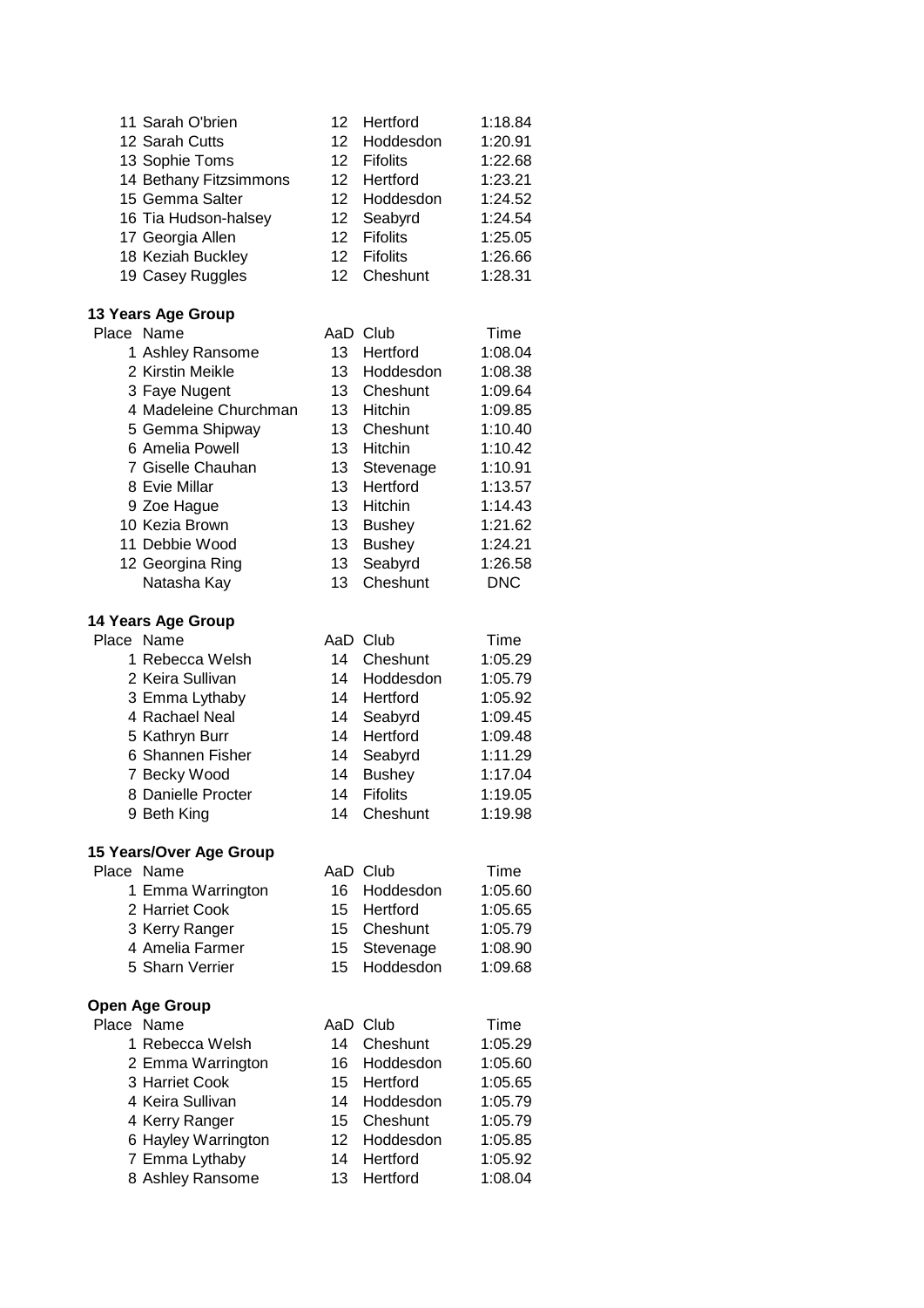| Place | Name | AaD | Club | Time |
|---|---|---|---|---|
| 11 | Sarah O'brien | 12 | Hertford | 1:18.84 |
| 12 | Sarah Cutts | 12 | Hoddesdon | 1:20.91 |
| 13 | Sophie Toms | 12 | Fifolits | 1:22.68 |
| 14 | Bethany Fitzsimmons | 12 | Hertford | 1:23.21 |
| 15 | Gemma Salter | 12 | Hoddesdon | 1:24.52 |
| 16 | Tia Hudson-halsey | 12 | Seabyrd | 1:24.54 |
| 17 | Georgia Allen | 12 | Fifolits | 1:25.05 |
| 18 | Keziah Buckley | 12 | Fifolits | 1:26.66 |
| 19 | Casey Ruggles | 12 | Cheshunt | 1:28.31 |

**13 Years Age Group**

| Place | Name | AaD | Club | Time |
|---|---|---|---|---|
| 1 | Ashley Ransome | 13 | Hertford | 1:08.04 |
| 2 | Kirstin Meikle | 13 | Hoddesdon | 1:08.38 |
| 3 | Faye Nugent | 13 | Cheshunt | 1:09.64 |
| 4 | Madeleine Churchman | 13 | Hitchin | 1:09.85 |
| 5 | Gemma Shipway | 13 | Cheshunt | 1:10.40 |
| 6 | Amelia Powell | 13 | Hitchin | 1:10.42 |
| 7 | Giselle Chauhan | 13 | Stevenage | 1:10.91 |
| 8 | Evie Millar | 13 | Hertford | 1:13.57 |
| 9 | Zoe Hague | 13 | Hitchin | 1:14.43 |
| 10 | Kezia Brown | 13 | Bushey | 1:21.62 |
| 11 | Debbie Wood | 13 | Bushey | 1:24.21 |
| 12 | Georgina Ring | 13 | Seabyrd | 1:26.58 |
| | Natasha Kay | 13 | Cheshunt | DNC |

**14 Years Age Group**

| Place | Name | AaD | Club | Time |
|---|---|---|---|---|
| 1 | Rebecca Welsh | 14 | Cheshunt | 1:05.29 |
| 2 | Keira Sullivan | 14 | Hoddesdon | 1:05.79 |
| 3 | Emma Lythaby | 14 | Hertford | 1:05.92 |
| 4 | Rachael Neal | 14 | Seabyrd | 1:09.45 |
| 5 | Kathryn Burr | 14 | Hertford | 1:09.48 |
| 6 | Shannen Fisher | 14 | Seabyrd | 1:11.29 |
| 7 | Becky Wood | 14 | Bushey | 1:17.04 |
| 8 | Danielle Procter | 14 | Fifolits | 1:19.05 |
| 9 | Beth King | 14 | Cheshunt | 1:19.98 |

**15 Years/Over Age Group**

| Place | Name | AaD | Club | Time |
|---|---|---|---|---|
| 1 | Emma Warrington | 16 | Hoddesdon | 1:05.60 |
| 2 | Harriet Cook | 15 | Hertford | 1:05.65 |
| 3 | Kerry Ranger | 15 | Cheshunt | 1:05.79 |
| 4 | Amelia Farmer | 15 | Stevenage | 1:08.90 |
| 5 | Sharn Verrier | 15 | Hoddesdon | 1:09.68 |

**Open Age Group**

| Place | Name | AaD | Club | Time |
|---|---|---|---|---|
| 1 | Rebecca Welsh | 14 | Cheshunt | 1:05.29 |
| 2 | Emma Warrington | 16 | Hoddesdon | 1:05.60 |
| 3 | Harriet Cook | 15 | Hertford | 1:05.65 |
| 4 | Keira Sullivan | 14 | Hoddesdon | 1:05.79 |
| 4 | Kerry Ranger | 15 | Cheshunt | 1:05.79 |
| 6 | Hayley Warrington | 12 | Hoddesdon | 1:05.85 |
| 7 | Emma Lythaby | 14 | Hertford | 1:05.92 |
| 8 | Ashley Ransome | 13 | Hertford | 1:08.04 |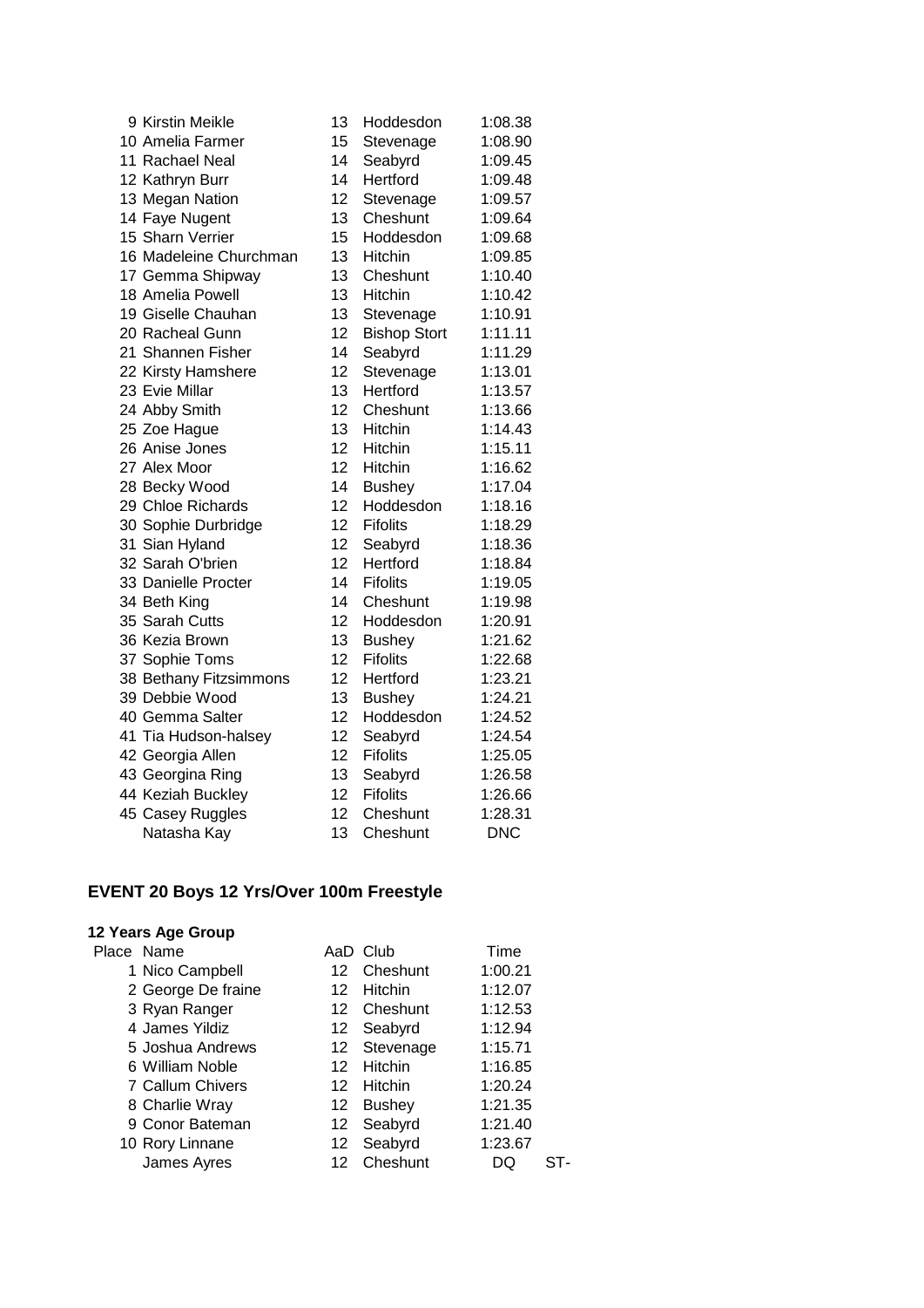| Place | Name | AaD | Club | Time |
|---|---|---|---|---|
| 9 | Kirstin Meikle | 13 | Hoddesdon | 1:08.38 |
| 10 | Amelia Farmer | 15 | Stevenage | 1:08.90 |
| 11 | Rachael Neal | 14 | Seabyrd | 1:09.45 |
| 12 | Kathryn Burr | 14 | Hertford | 1:09.48 |
| 13 | Megan Nation | 12 | Stevenage | 1:09.57 |
| 14 | Faye Nugent | 13 | Cheshunt | 1:09.64 |
| 15 | Sharn Verrier | 15 | Hoddesdon | 1:09.68 |
| 16 | Madeleine Churchman | 13 | Hitchin | 1:09.85 |
| 17 | Gemma Shipway | 13 | Cheshunt | 1:10.40 |
| 18 | Amelia Powell | 13 | Hitchin | 1:10.42 |
| 19 | Giselle Chauhan | 13 | Stevenage | 1:10.91 |
| 20 | Racheal Gunn | 12 | Bishop Stort | 1:11.11 |
| 21 | Shannen Fisher | 14 | Seabyrd | 1:11.29 |
| 22 | Kirsty Hamshere | 12 | Stevenage | 1:13.01 |
| 23 | Evie Millar | 13 | Hertford | 1:13.57 |
| 24 | Abby Smith | 12 | Cheshunt | 1:13.66 |
| 25 | Zoe Hague | 13 | Hitchin | 1:14.43 |
| 26 | Anise Jones | 12 | Hitchin | 1:15.11 |
| 27 | Alex Moor | 12 | Hitchin | 1:16.62 |
| 28 | Becky Wood | 14 | Bushey | 1:17.04 |
| 29 | Chloe Richards | 12 | Hoddesdon | 1:18.16 |
| 30 | Sophie Durbridge | 12 | Fifolits | 1:18.29 |
| 31 | Sian Hyland | 12 | Seabyrd | 1:18.36 |
| 32 | Sarah O'brien | 12 | Hertford | 1:18.84 |
| 33 | Danielle Procter | 14 | Fifolits | 1:19.05 |
| 34 | Beth King | 14 | Cheshunt | 1:19.98 |
| 35 | Sarah Cutts | 12 | Hoddesdon | 1:20.91 |
| 36 | Kezia Brown | 13 | Bushey | 1:21.62 |
| 37 | Sophie Toms | 12 | Fifolits | 1:22.68 |
| 38 | Bethany Fitzsimmons | 12 | Hertford | 1:23.21 |
| 39 | Debbie Wood | 13 | Bushey | 1:24.21 |
| 40 | Gemma Salter | 12 | Hoddesdon | 1:24.52 |
| 41 | Tia Hudson-halsey | 12 | Seabyrd | 1:24.54 |
| 42 | Georgia Allen | 12 | Fifolits | 1:25.05 |
| 43 | Georgina Ring | 13 | Seabyrd | 1:26.58 |
| 44 | Keziah Buckley | 12 | Fifolits | 1:26.66 |
| 45 | Casey Ruggles | 12 | Cheshunt | 1:28.31 |
| | Natasha Kay | 13 | Cheshunt | DNC |

## EVENT 20 Boys 12 Yrs/Over 100m Freestyle

### 12 Years Age Group

| Place | Name | AaD | Club | Time | |
|---|---|---|---|---|---|
| 1 | Nico Campbell | 12 | Cheshunt | 1:00.21 | |
| 2 | George De fraine | 12 | Hitchin | 1:12.07 | |
| 3 | Ryan Ranger | 12 | Cheshunt | 1:12.53 | |
| 4 | James Yildiz | 12 | Seabyrd | 1:12.94 | |
| 5 | Joshua Andrews | 12 | Stevenage | 1:15.71 | |
| 6 | William Noble | 12 | Hitchin | 1:16.85 | |
| 7 | Callum Chivers | 12 | Hitchin | 1:20.24 | |
| 8 | Charlie Wray | 12 | Bushey | 1:21.35 | |
| 9 | Conor Bateman | 12 | Seabyrd | 1:21.40 | |
| 10 | Rory Linnane | 12 | Seabyrd | 1:23.67 | |
| | James Ayres | 12 | Cheshunt | DQ | ST- |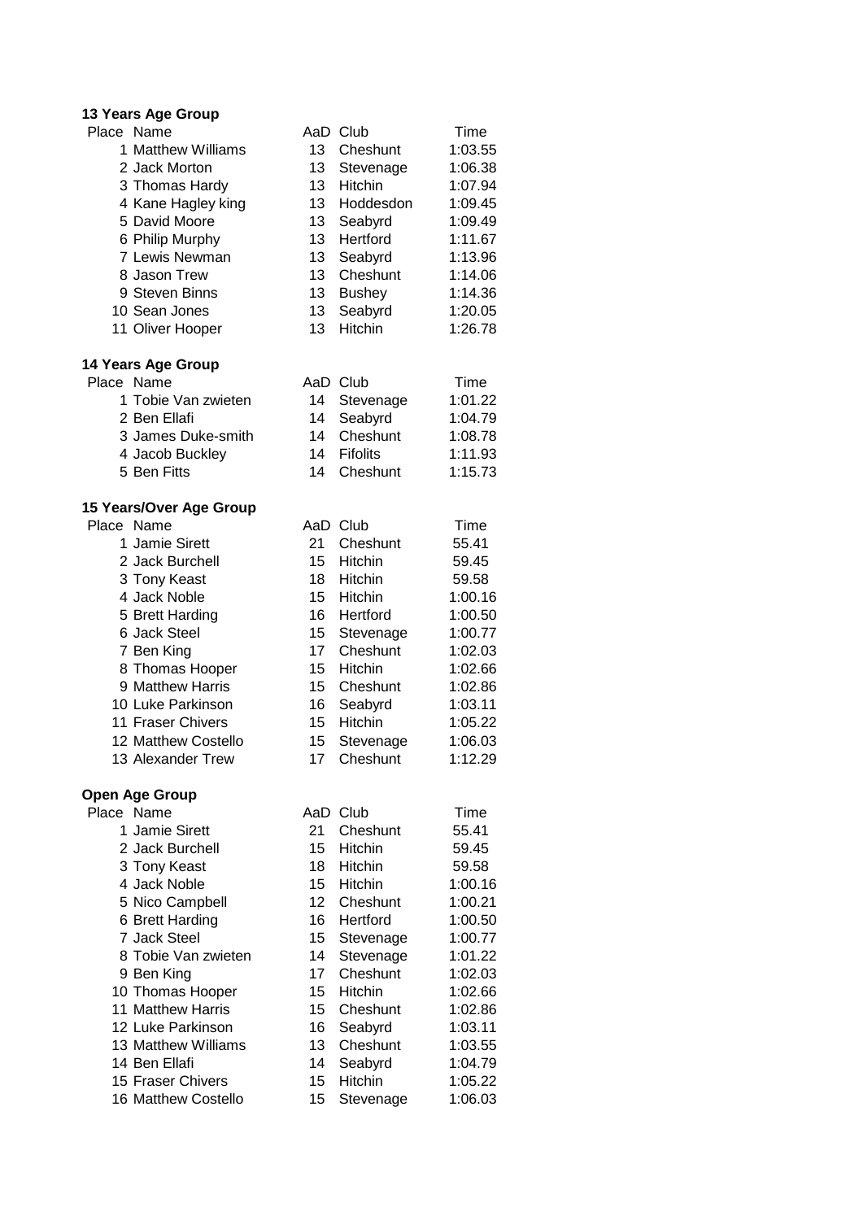**13 Years Age Group**

| Place | Name | AaD | Club | Time |
|---|---|---|---|---|
| 1 | Matthew Williams | 13 | Cheshunt | 1:03.55 |
| 2 | Jack Morton | 13 | Stevenage | 1:06.38 |
| 3 | Thomas Hardy | 13 | Hitchin | 1:07.94 |
| 4 | Kane Hagley king | 13 | Hoddesdon | 1:09.45 |
| 5 | David Moore | 13 | Seabyrd | 1:09.49 |
| 6 | Philip Murphy | 13 | Hertford | 1:11.67 |
| 7 | Lewis Newman | 13 | Seabyrd | 1:13.96 |
| 8 | Jason Trew | 13 | Cheshunt | 1:14.06 |
| 9 | Steven Binns | 13 | Bushey | 1:14.36 |
| 10 | Sean Jones | 13 | Seabyrd | 1:20.05 |
| 11 | Oliver Hooper | 13 | Hitchin | 1:26.78 |

**14 Years Age Group**

| Place | Name | AaD | Club | Time |
|---|---|---|---|---|
| 1 | Tobie Van zwieten | 14 | Stevenage | 1:01.22 |
| 2 | Ben Ellafi | 14 | Seabyrd | 1:04.79 |
| 3 | James Duke-smith | 14 | Cheshunt | 1:08.78 |
| 4 | Jacob Buckley | 14 | Fifolits | 1:11.93 |
| 5 | Ben Fitts | 14 | Cheshunt | 1:15.73 |

**15 Years/Over Age Group**

| Place | Name | AaD | Club | Time |
|---|---|---|---|---|
| 1 | Jamie Sirett | 21 | Cheshunt | 55.41 |
| 2 | Jack Burchell | 15 | Hitchin | 59.45 |
| 3 | Tony Keast | 18 | Hitchin | 59.58 |
| 4 | Jack Noble | 15 | Hitchin | 1:00.16 |
| 5 | Brett Harding | 16 | Hertford | 1:00.50 |
| 6 | Jack Steel | 15 | Stevenage | 1:00.77 |
| 7 | Ben King | 17 | Cheshunt | 1:02.03 |
| 8 | Thomas Hooper | 15 | Hitchin | 1:02.66 |
| 9 | Matthew Harris | 15 | Cheshunt | 1:02.86 |
| 10 | Luke Parkinson | 16 | Seabyrd | 1:03.11 |
| 11 | Fraser Chivers | 15 | Hitchin | 1:05.22 |
| 12 | Matthew Costello | 15 | Stevenage | 1:06.03 |
| 13 | Alexander Trew | 17 | Cheshunt | 1:12.29 |

**Open Age Group**

| Place | Name | AaD | Club | Time |
|---|---|---|---|---|
| 1 | Jamie Sirett | 21 | Cheshunt | 55.41 |
| 2 | Jack Burchell | 15 | Hitchin | 59.45 |
| 3 | Tony Keast | 18 | Hitchin | 59.58 |
| 4 | Jack Noble | 15 | Hitchin | 1:00.16 |
| 5 | Nico Campbell | 12 | Cheshunt | 1:00.21 |
| 6 | Brett Harding | 16 | Hertford | 1:00.50 |
| 7 | Jack Steel | 15 | Stevenage | 1:00.77 |
| 8 | Tobie Van zwieten | 14 | Stevenage | 1:01.22 |
| 9 | Ben King | 17 | Cheshunt | 1:02.03 |
| 10 | Thomas Hooper | 15 | Hitchin | 1:02.66 |
| 11 | Matthew Harris | 15 | Cheshunt | 1:02.86 |
| 12 | Luke Parkinson | 16 | Seabyrd | 1:03.11 |
| 13 | Matthew Williams | 13 | Cheshunt | 1:03.55 |
| 14 | Ben Ellafi | 14 | Seabyrd | 1:04.79 |
| 15 | Fraser Chivers | 15 | Hitchin | 1:05.22 |
| 16 | Matthew Costello | 15 | Stevenage | 1:06.03 |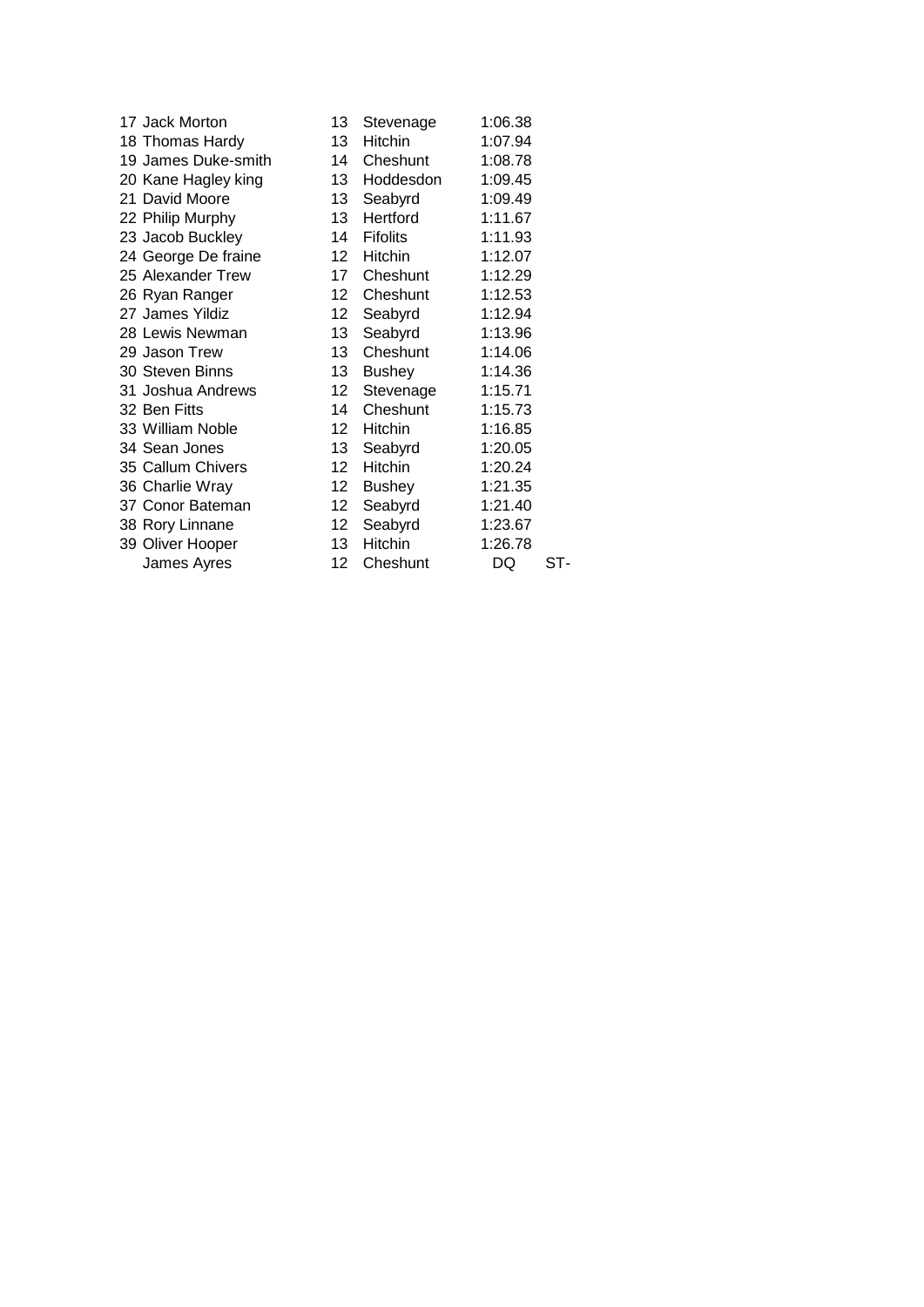| | | | | | |
|---|---|---|---|---|---|
| 17 | Jack Morton | 13 | Stevenage | 1:06.38 | |
| 18 | Thomas Hardy | 13 | Hitchin | 1:07.94 | |
| 19 | James Duke-smith | 14 | Cheshunt | 1:08.78 | |
| 20 | Kane Hagley king | 13 | Hoddesdon | 1:09.45 | |
| 21 | David Moore | 13 | Seabyrd | 1:09.49 | |
| 22 | Philip Murphy | 13 | Hertford | 1:11.67 | |
| 23 | Jacob Buckley | 14 | Fifolits | 1:11.93 | |
| 24 | George De fraine | 12 | Hitchin | 1:12.07 | |
| 25 | Alexander Trew | 17 | Cheshunt | 1:12.29 | |
| 26 | Ryan Ranger | 12 | Cheshunt | 1:12.53 | |
| 27 | James Yildiz | 12 | Seabyrd | 1:12.94 | |
| 28 | Lewis Newman | 13 | Seabyrd | 1:13.96 | |
| 29 | Jason Trew | 13 | Cheshunt | 1:14.06 | |
| 30 | Steven Binns | 13 | Bushey | 1:14.36 | |
| 31 | Joshua Andrews | 12 | Stevenage | 1:15.71 | |
| 32 | Ben Fitts | 14 | Cheshunt | 1:15.73 | |
| 33 | William Noble | 12 | Hitchin | 1:16.85 | |
| 34 | Sean Jones | 13 | Seabyrd | 1:20.05 | |
| 35 | Callum Chivers | 12 | Hitchin | 1:20.24 | |
| 36 | Charlie Wray | 12 | Bushey | 1:21.35 | |
| 37 | Conor Bateman | 12 | Seabyrd | 1:21.40 | |
| 38 | Rory Linnane | 12 | Seabyrd | 1:23.67 | |
| 39 | Oliver Hooper | 13 | Hitchin | 1:26.78 | |
| | James Ayres | 12 | Cheshunt | DQ | ST- |